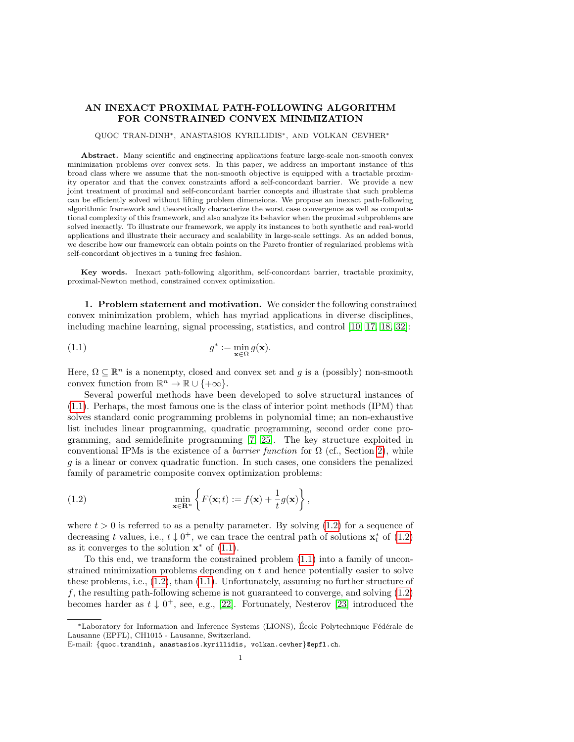# AN INEXACT PROXIMAL PATH-FOLLOWING ALGORITHM FOR CONSTRAINED CONVEX MINIMIZATION

QUOC TRAN-DINH*, ANASTASIOS KYRILLIDIS*, AND VOLKAN CEVHER*

**Abstract.** Many scientific and engineering applications feature large-scale non-smooth convex minimization problems over convex sets. In this paper, we address an important instance of this broad class where we assume that the non-smooth objective is equipped with a tractable proximity operator and that the convex constraints afford a self-concordant barrier. We provide a new joint treatment of proximal and self-concordant barrier concepts and illustrate that such problems can be efficiently solved without lifting problem dimensions. We propose an inexact path-following algorithmic framework and theoretically characterize the worst case convergence as well as computational complexity of this framework, and also analyze its behavior when the proximal subproblems are solved inexactly. To illustrate our framework, we apply its instances to both synthetic and real-world applications and illustrate their accuracy and scalability in large-scale settings. As an added bonus, we describe how our framework can obtain points on the Pareto frontier of regularized problems with self-concordant objectives in a tuning free fashion.

**Key words.** Inexact path-following algorithm, self-concordant barrier, tractable proximity, proximal-Newton method, constrained convex optimization.

**1. Problem statement and motivation.** We consider the following constrained convex minimization problem, which has myriad applications in diverse disciplines, including machine learning, signal processing, statistics, and control [10, 17, 18, 32]:

$$g^* := \min_{\mathbf{x}\in\Omega} g(\mathbf{x}). \tag{1.1}$$

Here, $\Omega \subseteq \mathbb{R}^n$ is a nonempty, closed and convex set and $g$ is a (possibly) non-smooth convex function from $\mathbb{R}^n \to \mathbb{R}\cup\{+\infty\}$.

Several powerful methods have been developed to solve structural instances of (1.1). Perhaps, the most famous one is the class of interior point methods (IPM) that solves standard conic programming problems in polynomial time; an non-exhaustive list includes linear programming, quadratic programming, second order cone programming, and semidefinite programming [7, 25]. The key structure exploited in conventional IPMs is the existence of a *barrier function* for $\Omega$ (cf., Section 2), while $g$ is a linear or convex quadratic function. In such cases, one considers the penalized family of parametric composite convex optimization problems:

$$\min_{\mathbf{x}\in\mathbf{R}^n}\left\{F(\mathbf{x};t) := f(\mathbf{x}) + \frac{1}{t}g(\mathbf{x})\right\}, \tag{1.2}$$

where $t > 0$ is referred to as a penalty parameter. By solving (1.2) for a sequence of decreasing $t$ values, i.e., $t \downarrow 0^+$, we can trace the central path of solutions $\mathbf{x}_t^*$ of (1.2) as it converges to the solution $\mathbf{x}^*$ of (1.1).

To this end, we transform the constrained problem (1.1) into a family of unconstrained minimization problems depending on $t$ and hence potentially easier to solve these problems, i.e., (1.2), than (1.1). Unfortunately, assuming no further structure of $f$, the resulting path-following scheme is not guaranteed to converge, and solving (1.2) becomes harder as $t \downarrow 0^+$, see, e.g., [22]. Fortunately, Nesterov [23] introduced the

---

*Laboratory for Information and Inference Systems (LIONS), École Polytechnique Fédérale de Lausanne (EPFL), CH1015 - Lausanne, Switzerland.
E-mail: {quoc.trandinh, anastasios.kyrillidis, volkan.cevher}@epfl.ch.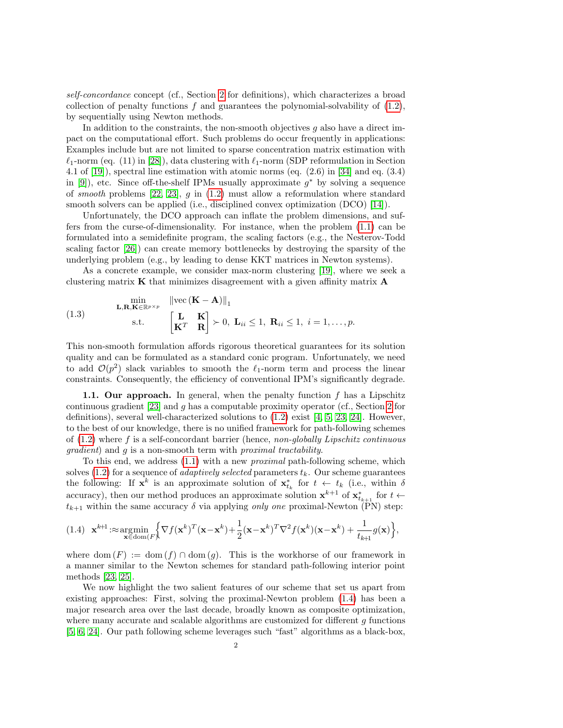*self-concordance* concept (cf., Section 2 for definitions), which characterizes a broad collection of penalty functions $f$ and guarantees the polynomial-solvability of (1.2), by sequentially using Newton methods.

In addition to the constraints, the non-smooth objectives $g$ also have a direct impact on the computational effort. Such problems do occur frequently in applications: Examples include but are not limited to sparse concentration matrix estimation with $\ell_1$-norm (eq. (11) in [28]), data clustering with $\ell_1$-norm (SDP reformulation in Section 4.1 of [19]), spectral line estimation with atomic norms (eq. (2.6) in [34] and eq. (3.4) in [9]), etc. Since off-the-shelf IPMs usually approximate $g^*$ by solving a sequence of *smooth* problems [22, 23], $g$ in (1.2) must allow a reformulation where standard smooth solvers can be applied (i.e., disciplined convex optimization (DCO) [14]).

Unfortunately, the DCO approach can inflate the problem dimensions, and suffers from the curse-of-dimensionality. For instance, when the problem (1.1) can be formulated into a semidefinite program, the scaling factors (e.g., the Nesterov-Todd scaling factor [26]) can create memory bottlenecks by destroying the sparsity of the underlying problem (e.g., by leading to dense KKT matrices in Newton systems).

As a concrete example, we consider max-norm clustering [19], where we seek a clustering matrix $\mathbf{K}$ that minimizes disagreement with a given affinity matrix $\mathbf{A}$

$$
(1.3) \qquad \begin{array}{cl} \displaystyle\min_{\mathbf{L},\mathbf{R},\mathbf{K}\in\mathbb{R}^{p\times p}} & \|\mathrm{vec}\,(\mathbf{K}-\mathbf{A})\|_1 \\ \text{s.t.} & \begin{bmatrix} \mathbf{L} & \mathbf{K} \\ \mathbf{K}^T & \mathbf{R} \end{bmatrix} \succ 0, \ \mathbf{L}_{ii} \leq 1, \ \mathbf{R}_{ii} \leq 1, \ i = 1, \ldots, p. \end{array}
$$

This non-smooth formulation affords rigorous theoretical guarantees for its solution quality and can be formulated as a standard conic program. Unfortunately, we need to add $\mathcal{O}(p^2)$ slack variables to smooth the $\ell_1$-norm term and process the linear constraints. Consequently, the efficiency of conventional IPM's significantly degrade.

**1.1. Our approach.** In general, when the penalty function $f$ has a Lipschitz continuous gradient [23] and $g$ has a computable proximity operator (cf., Section 2 for definitions), several well-characterized solutions to (1.2) exist [4, 5, 23, 24]. However, to the best of our knowledge, there is no unified framework for path-following schemes of (1.2) where $f$ is a self-concordant barrier (hence, *non-globally Lipschitz continuous gradient*) and $g$ is a non-smooth term with *proximal tractability*.

To this end, we address (1.1) with a new *proximal* path-following scheme, which solves (1.2) for a sequence of *adaptively selected* parameters $t_k$. Our scheme guarantees the following: If $\mathbf{x}^k$ is an approximate solution of $\mathbf{x}^*_{t_k}$ for $t \leftarrow t_k$ (i.e., within $\delta$ accuracy), then our method produces an approximate solution $\mathbf{x}^{k+1}$ of $\mathbf{x}^*_{t_{k+1}}$ for $t \leftarrow t_{k+1}$ within the same accuracy $\delta$ via applying *only one* proximal-Newton (PN) step:

$$
(1.4) \quad \mathbf{x}^{k+1} :\approx \underset{\mathbf{x}\in\mathrm{dom}(F)}{\mathrm{argmin}} \Big\{ \nabla f(\mathbf{x}^k)^T(\mathbf{x}-\mathbf{x}^k) + \frac{1}{2}(\mathbf{x}-\mathbf{x}^k)^T\nabla^2 f(\mathbf{x}^k)(\mathbf{x}-\mathbf{x}^k) + \frac{1}{t_{k+1}} g(\mathbf{x}) \Big\},
$$

where $\mathrm{dom}\,(F) := \mathrm{dom}\,(f) \cap \mathrm{dom}\,(g)$. This is the workhorse of our framework in a manner similar to the Newton schemes for standard path-following interior point methods [23, 25].

We now highlight the two salient features of our scheme that set us apart from existing approaches: First, solving the proximal-Newton problem (1.4) has been a major research area over the last decade, broadly known as composite optimization, where many accurate and scalable algorithms are customized for different $g$ functions [5, 6, 24]. Our path following scheme leverages such "fast" algorithms as a black-box,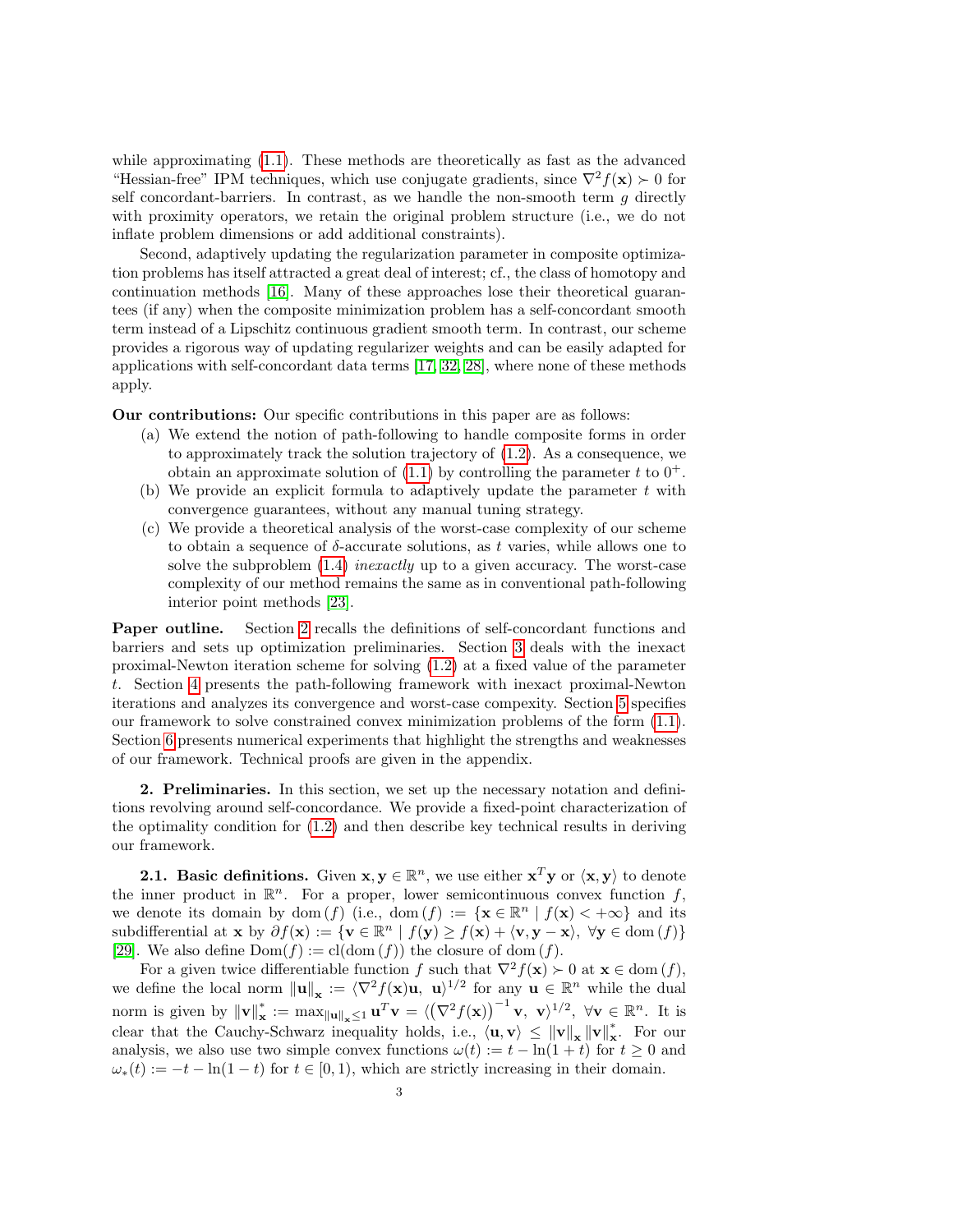while approximating (1.1). These methods are theoretically as fast as the advanced "Hessian-free" IPM techniques, which use conjugate gradients, since $\nabla^2 f(\mathbf{x}) \succ 0$ for self concordant-barriers. In contrast, as we handle the non-smooth term $g$ directly with proximity operators, we retain the original problem structure (i.e., we do not inflate problem dimensions or add additional constraints).

Second, adaptively updating the regularization parameter in composite optimization problems has itself attracted a great deal of interest; cf., the class of homotopy and continuation methods [16]. Many of these approaches lose their theoretical guarantees (if any) when the composite minimization problem has a self-concordant smooth term instead of a Lipschitz continuous gradient smooth term. In contrast, our scheme provides a rigorous way of updating regularizer weights and can be easily adapted for applications with self-concordant data terms [17, 32, 28], where none of these methods apply.

**Our contributions:** Our specific contributions in this paper are as follows:

(a) We extend the notion of path-following to handle composite forms in order to approximately track the solution trajectory of (1.2). As a consequence, we obtain an approximate solution of (1.1) by controlling the parameter $t$ to $0^+$.

(b) We provide an explicit formula to adaptively update the parameter $t$ with convergence guarantees, without any manual tuning strategy.

(c) We provide a theoretical analysis of the worst-case complexity of our scheme to obtain a sequence of $\delta$-accurate solutions, as $t$ varies, while allows one to solve the subproblem (1.4) *inexactly* up to a given accuracy. The worst-case complexity of our method remains the same as in conventional path-following interior point methods [23].

**Paper outline.** Section 2 recalls the definitions of self-concordant functions and barriers and sets up optimization preliminaries. Section 3 deals with the inexact proximal-Newton iteration scheme for solving (1.2) at a fixed value of the parameter $t$. Section 4 presents the path-following framework with inexact proximal-Newton iterations and analyzes its convergence and worst-case compexity. Section 5 specifies our framework to solve constrained convex minimization problems of the form (1.1). Section 6 presents numerical experiments that highlight the strengths and weaknesses of our framework. Technical proofs are given in the appendix.

## 2. Preliminaries.

In this section, we set up the necessary notation and definitions revolving around self-concordance. We provide a fixed-point characterization of the optimality condition for (1.2) and then describe key technical results in deriving our framework.

### 2.1. Basic definitions.

Given $\mathbf{x}, \mathbf{y} \in \mathbb{R}^n$, we use either $\mathbf{x}^T\mathbf{y}$ or $\langle \mathbf{x}, \mathbf{y}\rangle$ to denote the inner product in $\mathbb{R}^n$. For a proper, lower semicontinuous convex function $f$, we denote its domain by $\mathrm{dom}\,(f)$ (i.e., $\mathrm{dom}\,(f) := \{\mathbf{x} \in \mathbb{R}^n \mid f(\mathbf{x}) < +\infty\}$ and its subdifferential at $\mathbf{x}$ by $\partial f(\mathbf{x}) := \{\mathbf{v} \in \mathbb{R}^n \mid f(\mathbf{y}) \geq f(\mathbf{x}) + \langle \mathbf{v}, \mathbf{y} - \mathbf{x}\rangle, \ \forall \mathbf{y} \in \mathrm{dom}\,(f)\}$ [29]. We also define $\mathrm{Dom}(f) := \mathrm{cl}(\mathrm{dom}\,(f))$ the closure of $\mathrm{dom}\,(f)$.

For a given twice differentiable function $f$ such that $\nabla^2 f(\mathbf{x}) \succ 0$ at $\mathbf{x} \in \mathrm{dom}\,(f)$, we define the local norm $\|\mathbf{u}\|_{\mathbf{x}} := \langle \nabla^2 f(\mathbf{x})\mathbf{u}, \ \mathbf{u}\rangle^{1/2}$ for any $\mathbf{u} \in \mathbb{R}^n$ while the dual norm is given by $\|\mathbf{v}\|_{\mathbf{x}}^* := \max_{\|\mathbf{u}\|_{\mathbf{x}} \leq 1} \mathbf{u}^T\mathbf{v} = \langle \big(\nabla^2 f(\mathbf{x})\big)^{-1}\mathbf{v}, \ \mathbf{v}\rangle^{1/2}, \ \forall \mathbf{v} \in \mathbb{R}^n$. It is clear that the Cauchy-Schwarz inequality holds, i.e., $\langle \mathbf{u}, \mathbf{v}\rangle \leq \|\mathbf{v}\|_{\mathbf{x}} \|\mathbf{v}\|_{\mathbf{x}}^*$. For our analysis, we also use two simple convex functions $\omega(t) := t - \ln(1+t)$ for $t \geq 0$ and $\omega_*(t) := -t - \ln(1-t)$ for $t \in [0, 1)$, which are strictly increasing in their domain.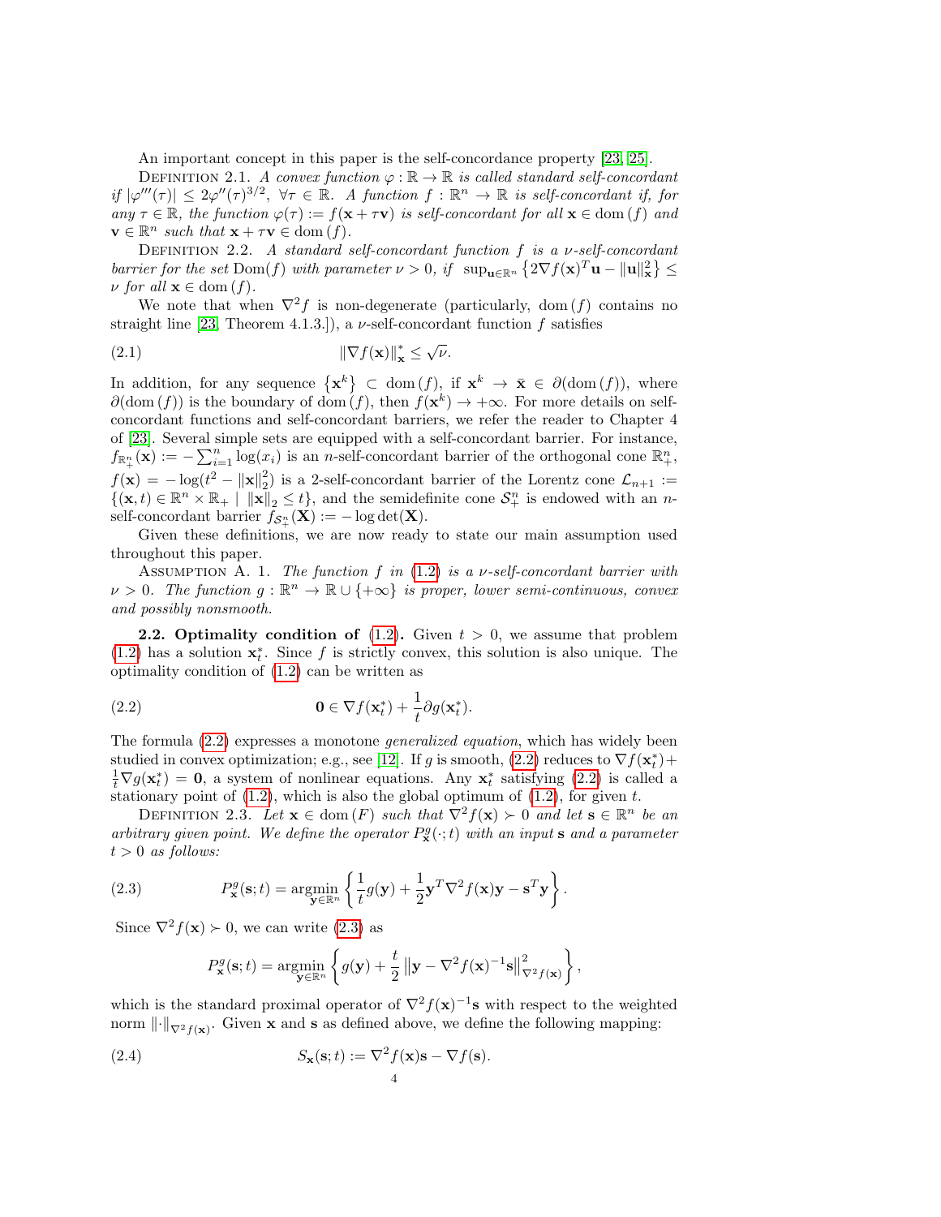An important concept in this paper is the self-concordance property [23, 25].

Definition 2.1. *A convex function $\varphi : \mathbb{R} \to \mathbb{R}$ is called standard self-concordant if $|\varphi'''(\tau)| \leq 2\varphi''(\tau)^{3/2}$, $\forall \tau \in \mathbb{R}$. A function $f : \mathbb{R}^n \to \mathbb{R}$ is self-concordant if, for any $\tau \in \mathbb{R}$, the function $\varphi(\tau) := f(\mathbf{x} + \tau\mathbf{v})$ is self-concordant for all $\mathbf{x} \in \mathrm{dom}(f)$ and $\mathbf{v} \in \mathbb{R}^n$ such that $\mathbf{x} + \tau\mathbf{v} \in \mathrm{dom}(f)$.*

Definition 2.2. *A standard self-concordant function $f$ is a $\nu$-self-concordant barrier for the set $\mathrm{Dom}(f)$ with parameter $\nu > 0$, if $\sup_{\mathbf{u}\in\mathbb{R}^n} \left\{ 2\nabla f(\mathbf{x})^T\mathbf{u} - \|\mathbf{u}\|_{\mathbf{x}}^2 \right\} \leq \nu$ for all $\mathbf{x} \in \mathrm{dom}(f)$.*

We note that when $\nabla^2 f$ is non-degenerate (particularly, $\mathrm{dom}(f)$ contains no straight line [23, Theorem 4.1.3.]), a $\nu$-self-concordant function $f$ satisfies

$$\|\nabla f(\mathbf{x})\|_{\mathbf{x}}^* \leq \sqrt{\nu}. \tag{2.1}$$

In addition, for any sequence $\{\mathbf{x}^k\} \subset \mathrm{dom}(f)$, if $\mathbf{x}^k \to \bar{\mathbf{x}} \in \partial(\mathrm{dom}(f))$, where $\partial(\mathrm{dom}(f))$ is the boundary of $\mathrm{dom}(f)$, then $f(\mathbf{x}^k) \to +\infty$. For more details on self-concordant functions and self-concordant barriers, we refer the reader to Chapter 4 of [23]. Several simple sets are equipped with a self-concordant barrier. For instance, $f_{\mathbb{R}^n_+}(\mathbf{x}) := -\sum_{i=1}^n \log(x_i)$ is an $n$-self-concordant barrier of the orthogonal cone $\mathbb{R}^n_+$, $f(\mathbf{x}) = -\log(t^2 - \|\mathbf{x}\|_2^2)$ is a 2-self-concordant barrier of the Lorentz cone $\mathcal{L}_{n+1} := \{(\mathbf{x}, t) \in \mathbb{R}^n \times \mathbb{R}_+ \mid \|\mathbf{x}\|_2 \leq t\}$, and the semidefinite cone $\mathcal{S}^n_+$ is endowed with an $n$-self-concordant barrier $f_{\mathcal{S}^n_+}(\mathbf{X}) := -\log\det(\mathbf{X})$.

Given these definitions, we are now ready to state our main assumption used throughout this paper.

Assumption A. 1. *The function $f$ in (1.2) is a $\nu$-self-concordant barrier with $\nu > 0$. The function $g : \mathbb{R}^n \to \mathbb{R} \cup \{+\infty\}$ is proper, lower semi-continuous, convex and possibly nonsmooth.*

**2.2. Optimality condition of (1.2).** Given $t > 0$, we assume that problem (1.2) has a solution $\mathbf{x}_t^*$. Since $f$ is strictly convex, this solution is also unique. The optimality condition of (1.2) can be written as

$$\mathbf{0} \in \nabla f(\mathbf{x}_t^*) + \frac{1}{t}\partial g(\mathbf{x}_t^*). \tag{2.2}$$

The formula (2.2) expresses a monotone *generalized equation*, which has widely been studied in convex optimization; e.g., see [12]. If $g$ is smooth, (2.2) reduces to $\nabla f(\mathbf{x}_t^*) + \frac{1}{t}\nabla g(\mathbf{x}_t^*) = \mathbf{0}$, a system of nonlinear equations. Any $\mathbf{x}_t^*$ satisfying (2.2) is called a stationary point of (1.2), which is also the global optimum of (1.2), for given $t$.

Definition 2.3. *Let $\mathbf{x} \in \mathrm{dom}(F)$ such that $\nabla^2 f(\mathbf{x}) \succ 0$ and let $\mathbf{s} \in \mathbb{R}^n$ be an arbitrary given point. We define the operator $P_{\mathbf{x}}^g(\cdot; t)$ with an input $\mathbf{s}$ and a parameter $t > 0$ as follows:*

$$P_{\mathbf{x}}^g(\mathbf{s}; t) = \operatorname*{argmin}_{\mathbf{y}\in\mathbb{R}^n} \left\{ \frac{1}{t}g(\mathbf{y}) + \frac{1}{2}\mathbf{y}^T\nabla^2 f(\mathbf{x})\mathbf{y} - \mathbf{s}^T\mathbf{y} \right\}. \tag{2.3}$$

Since $\nabla^2 f(\mathbf{x}) \succ 0$, we can write (2.3) as

$$P_{\mathbf{x}}^g(\mathbf{s}; t) = \operatorname*{argmin}_{\mathbf{y}\in\mathbb{R}^n} \left\{ g(\mathbf{y}) + \frac{t}{2}\left\|\mathbf{y} - \nabla^2 f(\mathbf{x})^{-1}\mathbf{s}\right\|_{\nabla^2 f(\mathbf{x})}^2 \right\},$$

which is the standard proximal operator of $\nabla^2 f(\mathbf{x})^{-1}\mathbf{s}$ with respect to the weighted norm $\|\cdot\|_{\nabla^2 f(\mathbf{x})}$. Given $\mathbf{x}$ and $\mathbf{s}$ as defined above, we define the following mapping:

$$S_{\mathbf{x}}(\mathbf{s}; t) := \nabla^2 f(\mathbf{x})\mathbf{s} - \nabla f(\mathbf{s}). \tag{2.4}$$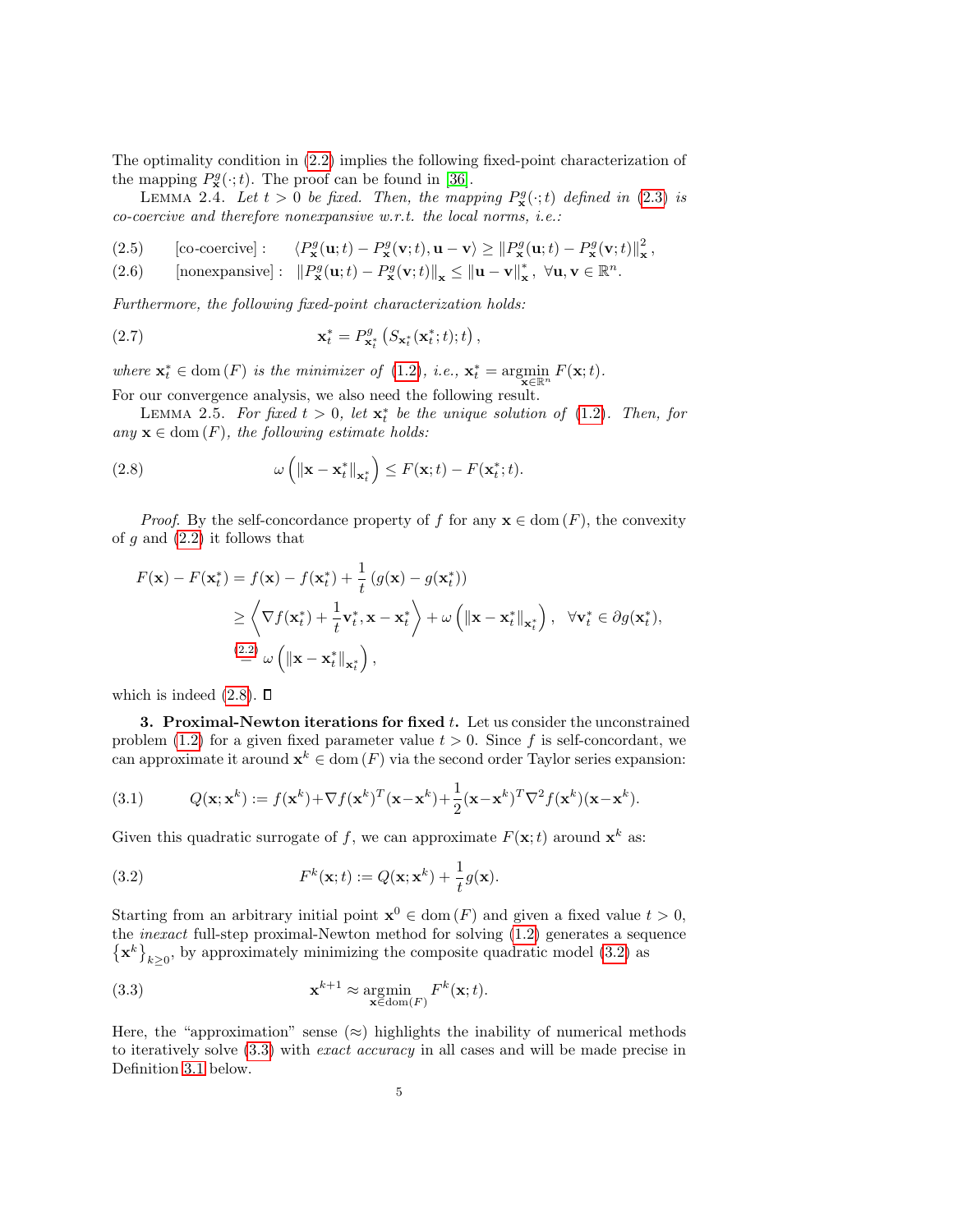The optimality condition in (2.2) implies the following fixed-point characterization of the mapping $P^g_{\mathbf{x}}(\cdot;t)$. The proof can be found in [36].

LEMMA 2.4. *Let $t > 0$ be fixed. Then, the mapping $P^g_{\mathbf{x}}(\cdot;t)$ defined in (2.3) is co-coercive and therefore nonexpansive w.r.t. the local norms, i.e.:*

$$\text{(2.5)} \qquad [\text{co-coercive}]: \quad \langle P^g_{\mathbf{x}}(\mathbf{u};t) - P^g_{\mathbf{x}}(\mathbf{v};t), \mathbf{u}-\mathbf{v}\rangle \geq \left\|P^g_{\mathbf{x}}(\mathbf{u};t) - P^g_{\mathbf{x}}(\mathbf{v};t)\right\|^2_{\mathbf{x}},$$

$$\text{(2.6)} \qquad [\text{nonexpansive}]: \quad \left\|P^g_{\mathbf{x}}(\mathbf{u};t) - P^g_{\mathbf{x}}(\mathbf{v};t)\right\|_{\mathbf{x}} \leq \left\|\mathbf{u}-\mathbf{v}\right\|^*_{\mathbf{x}}, \ \forall \mathbf{u},\mathbf{v}\in\mathbb{R}^n.$$

*Furthermore, the following fixed-point characterization holds:*

$$\mathbf{x}^*_t = P^g_{\mathbf{x}^*_t}\left(S_{\mathbf{x}^*_t}(\mathbf{x}^*_t;t);t\right), \tag{2.7}$$

*where $\mathbf{x}^*_t \in \operatorname{dom}(F)$ is the minimizer of (1.2), i.e., $\mathbf{x}^*_t = \operatorname*{argmin}_{\mathbf{x}\in\mathbb{R}^n} F(\mathbf{x};t)$.*

For our convergence analysis, we also need the following result.

LEMMA 2.5. *For fixed $t > 0$, let $\mathbf{x}^*_t$ be the unique solution of (1.2). Then, for any $\mathbf{x} \in \operatorname{dom}(F)$, the following estimate holds:*

$$\omega\left(\left\|\mathbf{x}-\mathbf{x}^*_t\right\|_{\mathbf{x}^*_t}\right) \leq F(\mathbf{x};t) - F(\mathbf{x}^*_t;t). \tag{2.8}$$

*Proof.* By the self-concordance property of $f$ for any $\mathbf{x} \in \operatorname{dom}(F)$, the convexity of $g$ and (2.2) it follows that

$$\begin{aligned}
F(\mathbf{x}) - F(\mathbf{x}^*_t) &= f(\mathbf{x}) - f(\mathbf{x}^*_t) + \frac{1}{t}\left(g(\mathbf{x}) - g(\mathbf{x}^*_t)\right) \\
&\geq \left\langle \nabla f(\mathbf{x}^*_t) + \frac{1}{t}\mathbf{v}^*_t, \mathbf{x}-\mathbf{x}^*_t\right\rangle + \omega\left(\left\|\mathbf{x}-\mathbf{x}^*_t\right\|_{\mathbf{x}^*_t}\right), \quad \forall \mathbf{v}^*_t \in \partial g(\mathbf{x}^*_t), \\
&\overset{(2.2)}{=} \omega\left(\left\|\mathbf{x}-\mathbf{x}^*_t\right\|_{\mathbf{x}^*_t}\right),
\end{aligned}$$

which is indeed (2.8). ∎

**3. Proximal-Newton iterations for fixed $t$.** Let us consider the unconstrained problem (1.2) for a given fixed parameter value $t > 0$. Since $f$ is self-concordant, we can approximate it around $\mathbf{x}^k \in \operatorname{dom}(F)$ via the second order Taylor series expansion:

$$Q(\mathbf{x};\mathbf{x}^k) := f(\mathbf{x}^k) + \nabla f(\mathbf{x}^k)^T(\mathbf{x}-\mathbf{x}^k) + \frac{1}{2}(\mathbf{x}-\mathbf{x}^k)^T\nabla^2 f(\mathbf{x}^k)(\mathbf{x}-\mathbf{x}^k). \tag{3.1}$$

Given this quadratic surrogate of $f$, we can approximate $F(\mathbf{x};t)$ around $\mathbf{x}^k$ as:

$$F^k(\mathbf{x};t) := Q(\mathbf{x};\mathbf{x}^k) + \frac{1}{t}g(\mathbf{x}). \tag{3.2}$$

Starting from an arbitrary initial point $\mathbf{x}^0 \in \operatorname{dom}(F)$ and given a fixed value $t > 0$, the *inexact* full-step proximal-Newton method for solving (1.2) generates a sequence $\left\{\mathbf{x}^k\right\}_{k\geq 0}$, by approximately minimizing the composite quadratic model (3.2) as

$$\mathbf{x}^{k+1} \approx \operatorname*{argmin}_{\mathbf{x}\in\operatorname{dom}(F)} F^k(\mathbf{x};t). \tag{3.3}$$

Here, the "approximation" sense ($\approx$) highlights the inability of numerical methods to iteratively solve (3.3) with *exact accuracy* in all cases and will be made precise in Definition 3.1 below.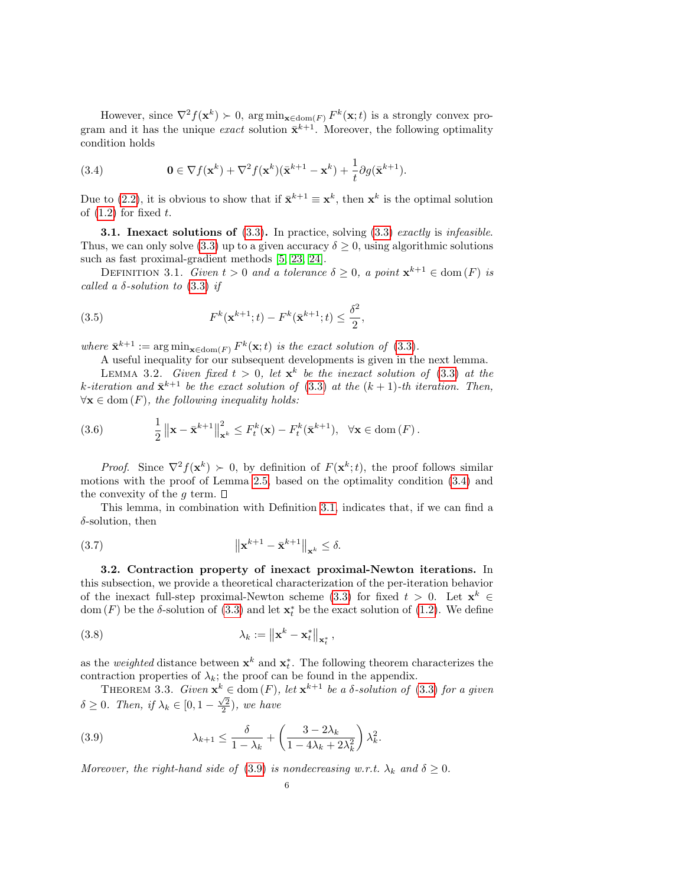However, since $\nabla^2 f(\mathbf{x}^k) \succ 0$, $\arg\min_{\mathbf{x}\in\mathrm{dom}(F)} F^k(\mathbf{x};t)$ is a strongly convex program and it has the unique *exact* solution $\bar{\mathbf{x}}^{k+1}$. Moreover, the following optimality condition holds

$$
\mathbf{0} \in \nabla f(\mathbf{x}^k) + \nabla^2 f(\mathbf{x}^k)(\bar{\mathbf{x}}^{k+1} - \mathbf{x}^k) + \frac{1}{t}\partial g(\bar{\mathbf{x}}^{k+1}). \tag{3.4}
$$

Due to (2.2), it is obvious to show that if $\bar{\mathbf{x}}^{k+1} \equiv \mathbf{x}^k$, then $\mathbf{x}^k$ is the optimal solution of (1.2) for fixed $t$.

**3.1. Inexact solutions of (3.3).** In practice, solving (3.3) *exactly* is *infeasible*. Thus, we can only solve (3.3) up to a given accuracy $\delta \geq 0$, using algorithmic solutions such as fast proximal-gradient methods [5, 23, 24].

Definition 3.1. *Given $t > 0$ and a tolerance $\delta \geq 0$, a point $\mathbf{x}^{k+1} \in \mathrm{dom}(F)$ is called a $\delta$-solution to (3.3) if*

$$
F^k(\mathbf{x}^{k+1};t) - F^k(\bar{\mathbf{x}}^{k+1};t) \leq \frac{\delta^2}{2}, \tag{3.5}
$$

*where $\bar{\mathbf{x}}^{k+1} := \arg\min_{\mathbf{x}\in\mathrm{dom}(F)} F^k(\mathbf{x};t)$ is the exact solution of (3.3).*

A useful inequality for our subsequent developments is given in the next lemma.

Lemma 3.2. *Given fixed $t > 0$, let $\mathbf{x}^k$ be the inexact solution of (3.3) at the $k$-iteration and $\bar{\mathbf{x}}^{k+1}$ be the exact solution of (3.3) at the $(k+1)$-th iteration. Then, $\forall \mathbf{x} \in \mathrm{dom}(F)$, the following inequality holds:*

$$
\frac{1}{2}\left\|\mathbf{x} - \bar{\mathbf{x}}^{k+1}\right\|_{\mathbf{x}^k}^2 \leq F_t^k(\mathbf{x}) - F_t^k(\bar{\mathbf{x}}^{k+1}), \quad \forall \mathbf{x} \in \mathrm{dom}(F). \tag{3.6}
$$

*Proof.* Since $\nabla^2 f(\mathbf{x}^k) \succ 0$, by definition of $F(\mathbf{x}^k;t)$, the proof follows similar motions with the proof of Lemma 2.5, based on the optimality condition (3.4) and the convexity of the $g$ term. $\square$

This lemma, in combination with Definition 3.1, indicates that, if we can find a $\delta$-solution, then

$$
\left\|\mathbf{x}^{k+1} - \bar{\mathbf{x}}^{k+1}\right\|_{\mathbf{x}^k} \leq \delta. \tag{3.7}
$$

**3.2. Contraction property of inexact proximal-Newton iterations.** In this subsection, we provide a theoretical characterization of the per-iteration behavior of the inexact full-step proximal-Newton scheme (3.3) for fixed $t > 0$. Let $\mathbf{x}^k \in \mathrm{dom}(F)$ be the $\delta$-solution of (3.3) and let $\mathbf{x}_t^*$ be the exact solution of (1.2). We define

$$
\lambda_k := \left\|\mathbf{x}^k - \mathbf{x}_t^*\right\|_{\mathbf{x}_t^*}, \tag{3.8}
$$

as the *weighted* distance between $\mathbf{x}^k$ and $\mathbf{x}_t^*$. The following theorem characterizes the contraction properties of $\lambda_k$; the proof can be found in the appendix.

Theorem 3.3. *Given $\mathbf{x}^k \in \mathrm{dom}(F)$, let $\mathbf{x}^{k+1}$ be a $\delta$-solution of (3.3) for a given $\delta \geq 0$. Then, if $\lambda_k \in [0, 1 - \frac{\sqrt{2}}{2})$, we have*

$$
\lambda_{k+1} \leq \frac{\delta}{1 - \lambda_k} + \left(\frac{3 - 2\lambda_k}{1 - 4\lambda_k + 2\lambda_k^2}\right)\lambda_k^2. \tag{3.9}
$$

*Moreover, the right-hand side of (3.9) is nondecreasing w.r.t. $\lambda_k$ and $\delta \geq 0$.*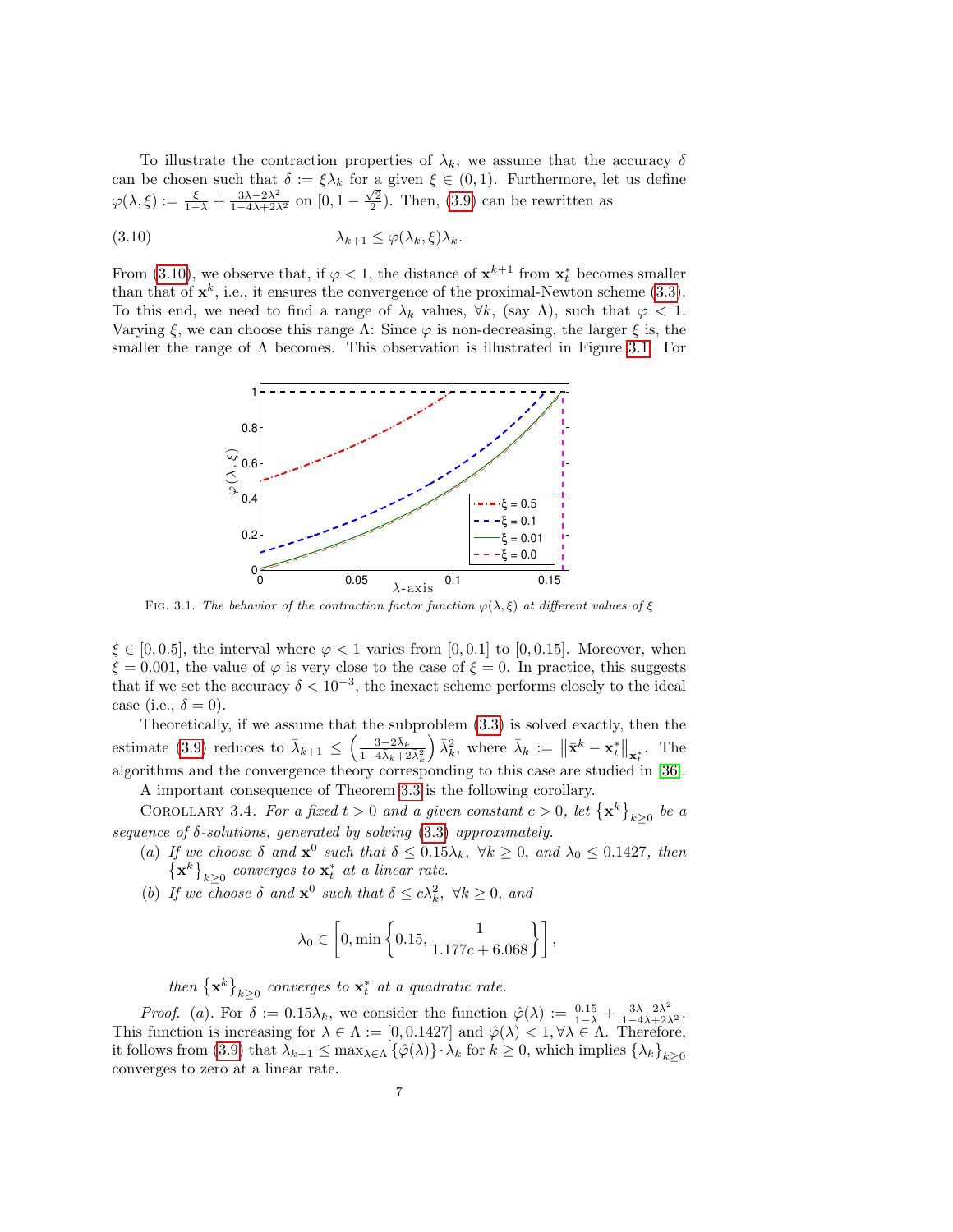To illustrate the contraction properties of $\lambda_k$, we assume that the accuracy $\delta$ can be chosen such that $\delta := \xi\lambda_k$ for a given $\xi \in (0, 1)$. Furthermore, let us define $\varphi(\lambda, \xi) := \frac{\xi}{1-\lambda} + \frac{3\lambda - 2\lambda^2}{1-4\lambda+2\lambda^2}$ on $[0, 1 - \frac{\sqrt{2}}{2})$. Then, (3.9) can be rewritten as

$$\lambda_{k+1} \leq \varphi(\lambda_k, \xi)\lambda_k. \tag{3.10}$$

From (3.10), we observe that, if $\varphi < 1$, the distance of $\mathbf{x}^{k+1}$ from $\mathbf{x}_t^*$ becomes smaller than that of $\mathbf{x}^k$, i.e., it ensures the convergence of the proximal-Newton scheme (3.3). To this end, we need to find a range of $\lambda_k$ values, $\forall k$, (say $\Lambda$), such that $\varphi < 1$. Varying $\xi$, we can choose this range $\Lambda$: Since $\varphi$ is non-decreasing, the larger $\xi$ is, the smaller the range of $\Lambda$ becomes. This observation is illustrated in Figure 3.1. For

Fig. 3.1. *The behavior of the contraction factor function $\varphi(\lambda, \xi)$ at different values of $\xi$*

$\xi \in [0, 0.5]$, the interval where $\varphi < 1$ varies from $[0, 0.1]$ to $[0, 0.15]$. Moreover, when $\xi = 0.001$, the value of $\varphi$ is very close to the case of $\xi = 0$. In practice, this suggests that if we set the accuracy $\delta < 10^{-3}$, the inexact scheme performs closely to the ideal case (i.e., $\delta = 0$).

Theoretically, if we assume that the subproblem (3.3) is solved exactly, then the estimate (3.9) reduces to $\bar{\lambda}_{k+1} \leq \left(\frac{3-2\bar{\lambda}_k}{1-4\bar{\lambda}_k+2\bar{\lambda}_k^2}\right)\bar{\lambda}_k^2$, where $\bar{\lambda}_k := \left\|\bar{\mathbf{x}}^k - \mathbf{x}_t^*\right\|_{\mathbf{x}_t^*}$. The algorithms and the convergence theory corresponding to this case are studied in [36].

A important consequence of Theorem 3.3 is the following corollary.

Corollary 3.4. *For a fixed $t > 0$ and a given constant $c > 0$, let $\left\{\mathbf{x}^k\right\}_{k\geq 0}$ be a sequence of $\delta$-solutions, generated by solving (3.3) approximately.*

(a) *If we choose $\delta$ and $\mathbf{x}^0$ such that $\delta \leq 0.15\lambda_k$, $\forall k \geq 0$, and $\lambda_0 \leq 0.1427$, then $\left\{\mathbf{x}^k\right\}_{k\geq 0}$ converges to $\mathbf{x}_t^*$ at a linear rate.*

(b) *If we choose $\delta$ and $\mathbf{x}^0$ such that $\delta \leq c\lambda_k^2$, $\forall k \geq 0$, and*

$$\lambda_0 \in \left[0, \min\left\{0.15, \frac{1}{1.177c + 6.068}\right\}\right],$$

*then $\left\{\mathbf{x}^k\right\}_{k\geq 0}$ converges to $\mathbf{x}_t^*$ at a quadratic rate.*

*Proof.* (a). For $\delta := 0.15\lambda_k$, we consider the function $\hat{\varphi}(\lambda) := \frac{0.15}{1-\lambda} + \frac{3\lambda-2\lambda^2}{1-4\lambda+2\lambda^2}$. This function is increasing for $\lambda \in \Lambda := [0, 0.1427]$ and $\hat{\varphi}(\lambda) < 1, \forall \lambda \in \Lambda$. Therefore, it follows from (3.9) that $\lambda_{k+1} \leq \max_{\lambda\in\Lambda}\left\{\hat{\varphi}(\lambda)\right\}\cdot\lambda_k$ for $k \geq 0$, which implies $\left\{\lambda_k\right\}_{k\geq 0}$ converges to zero at a linear rate.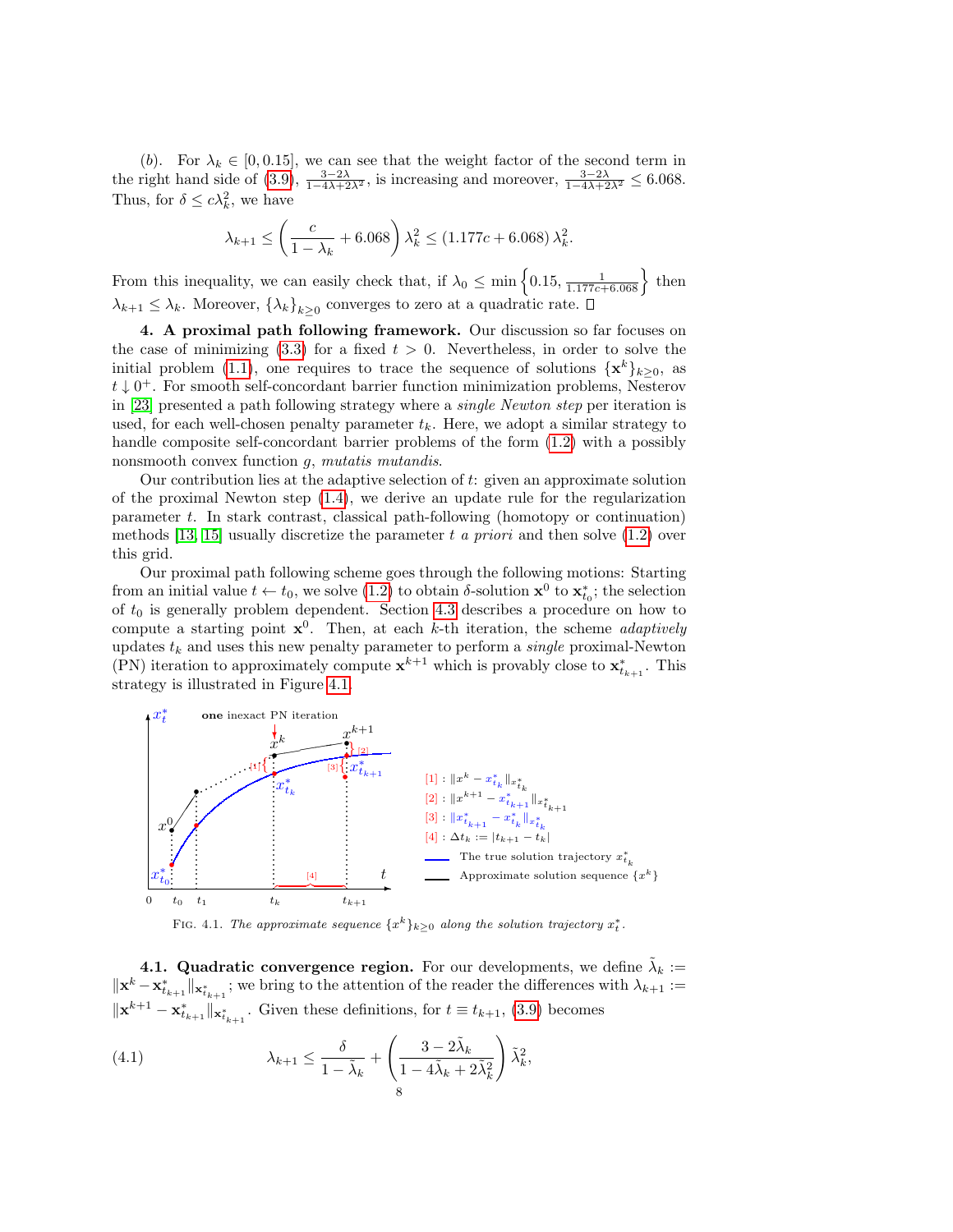(*b*). For $\lambda_k \in [0, 0.15]$, we can see that the weight factor of the second term in the right hand side of (3.9), $\frac{3-2\lambda}{1-4\lambda+2\lambda^2}$, is increasing and moreover, $\frac{3-2\lambda}{1-4\lambda+2\lambda^2} \leq 6.068$. Thus, for $\delta \leq c\lambda_k^2$, we have

$$\lambda_{k+1} \leq \left(\frac{c}{1-\lambda_k} + 6.068\right)\lambda_k^2 \leq (1.177c + 6.068)\,\lambda_k^2.$$

From this inequality, we can easily check that, if $\lambda_0 \leq \min\left\{0.15, \frac{1}{1.177c+6.068}\right\}$ then $\lambda_{k+1} \leq \lambda_k$. Moreover, $\{\lambda_k\}_{k\geq 0}$ converges to zero at a quadratic rate. □

**4. A proximal path following framework.** Our discussion so far focuses on the case of minimizing (3.3) for a fixed $t > 0$. Nevertheless, in order to solve the initial problem (1.1), one requires to trace the sequence of solutions $\{\mathbf{x}^k\}_{k\geq 0}$, as $t \downarrow 0^+$. For smooth self-concordant barrier function minimization problems, Nesterov in [23] presented a path following strategy where a *single Newton step* per iteration is used, for each well-chosen penalty parameter $t_k$. Here, we adopt a similar strategy to handle composite self-concordant barrier problems of the form (1.2) with a possibly nonsmooth convex function $g$, *mutatis mutandis*.

Our contribution lies at the adaptive selection of $t$: given an approximate solution of the proximal Newton step (1.4), we derive an update rule for the regularization parameter $t$. In stark contrast, classical path-following (homotopy or continuation) methods [13, 15] usually discretize the parameter $t$ *a priori* and then solve (1.2) over this grid.

Our proximal path following scheme goes through the following motions: Starting from an initial value $t \leftarrow t_0$, we solve (1.2) to obtain $\delta$-solution $\mathbf{x}^0$ to $\mathbf{x}^*_{t_0}$; the selection of $t_0$ is generally problem dependent. Section 4.3 describes a procedure on how to compute a starting point $\mathbf{x}^0$. Then, at each $k$-th iteration, the scheme *adaptively* updates $t_k$ and uses this new penalty parameter to perform a *single* proximal-Newton (PN) iteration to approximately compute $\mathbf{x}^{k+1}$ which is provably close to $\mathbf{x}^*_{t_{k+1}}$. This strategy is illustrated in Figure 4.1.

FIG. 4.1. *The approximate sequence $\{x^k\}_{k\geq 0}$ along the solution trajectory $x^*_t$.*

**4.1. Quadratic convergence region.** For our developments, we define $\tilde{\lambda}_k := \|\mathbf{x}^k - \mathbf{x}^*_{t_{k+1}}\|_{\mathbf{x}^*_{t_{k+1}}}$; we bring to the attention of the reader the differences with $\lambda_{k+1} := \|\mathbf{x}^{k+1} - \mathbf{x}^*_{t_{k+1}}\|_{\mathbf{x}^*_{t_{k+1}}}$. Given these definitions, for $t \equiv t_{k+1}$, (3.9) becomes

$$\lambda_{k+1} \leq \frac{\delta}{1-\tilde{\lambda}_k} + \left(\frac{3-2\tilde{\lambda}_k}{1-4\tilde{\lambda}_k+2\tilde{\lambda}_k^2}\right)\tilde{\lambda}_k^2, \tag{4.1}$$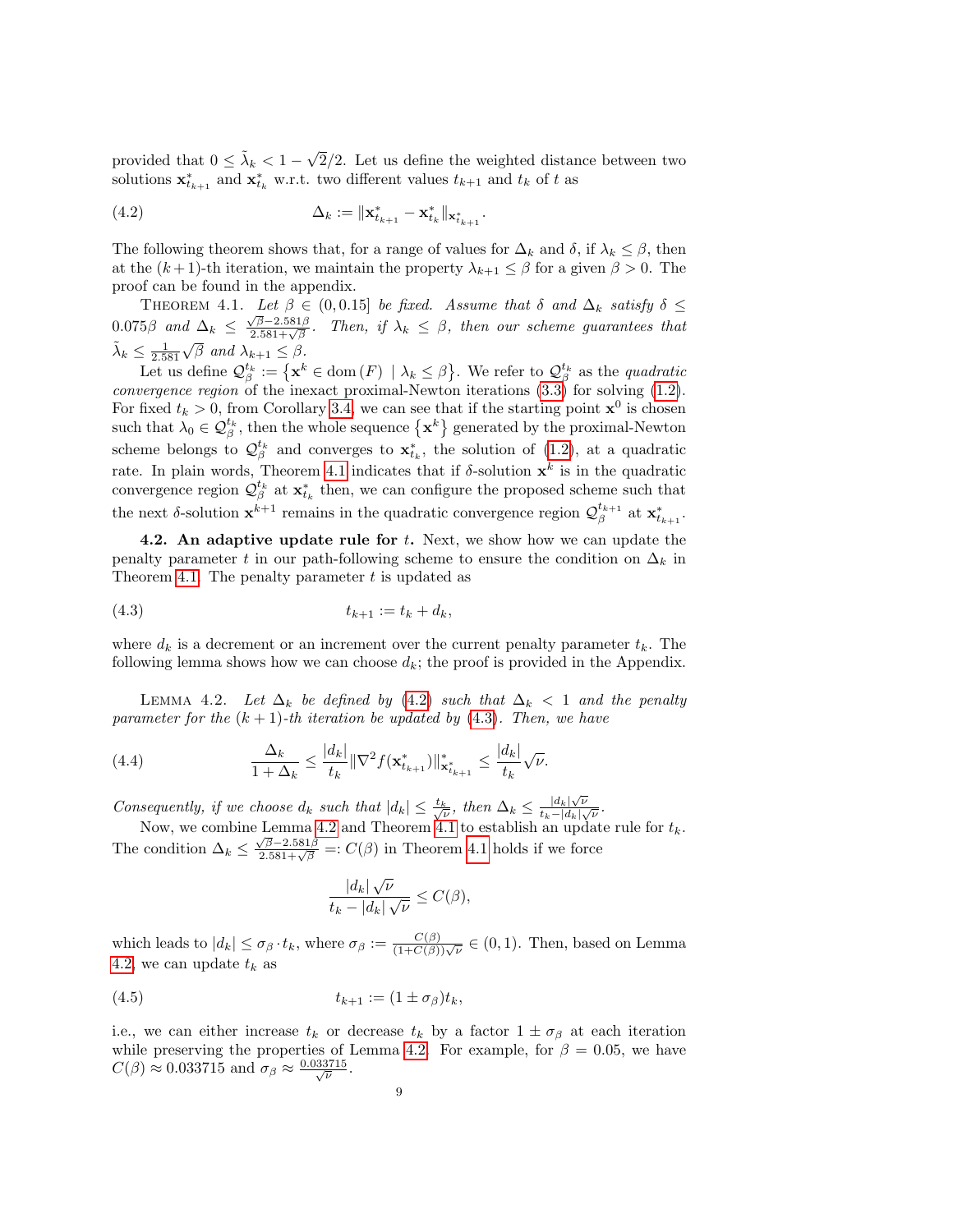provided that $0 \leq \tilde{\lambda}_k < 1 - \sqrt{2}/2$. Let us define the weighted distance between two solutions $\mathbf{x}^*_{t_{k+1}}$ and $\mathbf{x}^*_{t_k}$ w.r.t. two different values $t_{k+1}$ and $t_k$ of $t$ as

$$\Delta_k := \|\mathbf{x}^*_{t_{k+1}} - \mathbf{x}^*_{t_k}\|_{\mathbf{x}^*_{t_{k+1}}}. \tag{4.2}$$

The following theorem shows that, for a range of values for $\Delta_k$ and $\delta$, if $\lambda_k \leq \beta$, then at the $(k+1)$-th iteration, we maintain the property $\lambda_{k+1} \leq \beta$ for a given $\beta > 0$. The proof can be found in the appendix.

THEOREM 4.1. *Let $\beta \in (0, 0.15]$ be fixed. Assume that $\delta$ and $\Delta_k$ satisfy $\delta \leq 0.075\beta$ and $\Delta_k \leq \frac{\sqrt{\beta} - 2.581\beta}{2.581 + \sqrt{\beta}}$. Then, if $\lambda_k \leq \beta$, then our scheme guarantees that $\tilde{\lambda}_k \leq \frac{1}{2.581}\sqrt{\beta}$ and $\lambda_{k+1} \leq \beta$.*

Let us define $\mathcal{Q}^{t_k}_\beta := \{\mathbf{x}^k \in \mathrm{dom}(F) \mid \lambda_k \leq \beta\}$. We refer to $\mathcal{Q}^{t_k}_\beta$ as the *quadratic convergence region* of the inexact proximal-Newton iterations (3.3) for solving (1.2). For fixed $t_k > 0$, from Corollary 3.4, we can see that if the starting point $\mathbf{x}^0$ is chosen such that $\lambda_0 \in \mathcal{Q}^{t_k}_\beta$, then the whole sequence $\{\mathbf{x}^k\}$ generated by the proximal-Newton scheme belongs to $\mathcal{Q}^{t_k}_\beta$ and converges to $\mathbf{x}^*_{t_k}$, the solution of (1.2), at a quadratic rate. In plain words, Theorem 4.1 indicates that if $\delta$-solution $\mathbf{x}^k$ is in the quadratic convergence region $\mathcal{Q}^{t_k}_\beta$ at $\mathbf{x}^*_{t_k}$ then, we can configure the proposed scheme such that the next $\delta$-solution $\mathbf{x}^{k+1}$ remains in the quadratic convergence region $\mathcal{Q}^{t_{k+1}}_\beta$ at $\mathbf{x}^*_{t_{k+1}}$.

**4.2. An adaptive update rule for $t$.** Next, we show how we can update the penalty parameter $t$ in our path-following scheme to ensure the condition on $\Delta_k$ in Theorem 4.1. The penalty parameter $t$ is updated as

$$t_{k+1} := t_k + d_k, \tag{4.3}$$

where $d_k$ is a decrement or an increment over the current penalty parameter $t_k$. The following lemma shows how we can choose $d_k$; the proof is provided in the Appendix.

LEMMA 4.2. *Let $\Delta_k$ be defined by (4.2) such that $\Delta_k < 1$ and the penalty parameter for the $(k+1)$-th iteration be updated by (4.3). Then, we have*

$$\frac{\Delta_k}{1 + \Delta_k} \leq \frac{|d_k|}{t_k}\|\nabla^2 f(\mathbf{x}^*_{t_{k+1}})\|^*_{\mathbf{x}^*_{t_{k+1}}} \leq \frac{|d_k|}{t_k}\sqrt{\nu}. \tag{4.4}$$

*Consequently, if we choose $d_k$ such that $|d_k| \leq \frac{t_k}{\sqrt{\nu}}$, then $\Delta_k \leq \frac{|d_k|\sqrt{\nu}}{t_k - |d_k|\sqrt{\nu}}$.*

Now, we combine Lemma 4.2 and Theorem 4.1 to establish an update rule for $t_k$. The condition $\Delta_k \leq \frac{\sqrt{\beta} - 2.581\beta}{2.581 + \sqrt{\beta}} =: C(\beta)$ in Theorem 4.1 holds if we force

$$\frac{|d_k|\sqrt{\nu}}{t_k - |d_k|\sqrt{\nu}} \leq C(\beta),$$

which leads to $|d_k| \leq \sigma_\beta \cdot t_k$, where $\sigma_\beta := \frac{C(\beta)}{(1 + C(\beta))\sqrt{\nu}} \in (0, 1)$. Then, based on Lemma 4.2, we can update $t_k$ as

$$t_{k+1} := (1 \pm \sigma_\beta)t_k, \tag{4.5}$$

i.e., we can either increase $t_k$ or decrease $t_k$ by a factor $1 \pm \sigma_\beta$ at each iteration while preserving the properties of Lemma 4.2. For example, for $\beta = 0.05$, we have $C(\beta) \approx 0.033715$ and $\sigma_\beta \approx \frac{0.033715}{\sqrt{\nu}}$.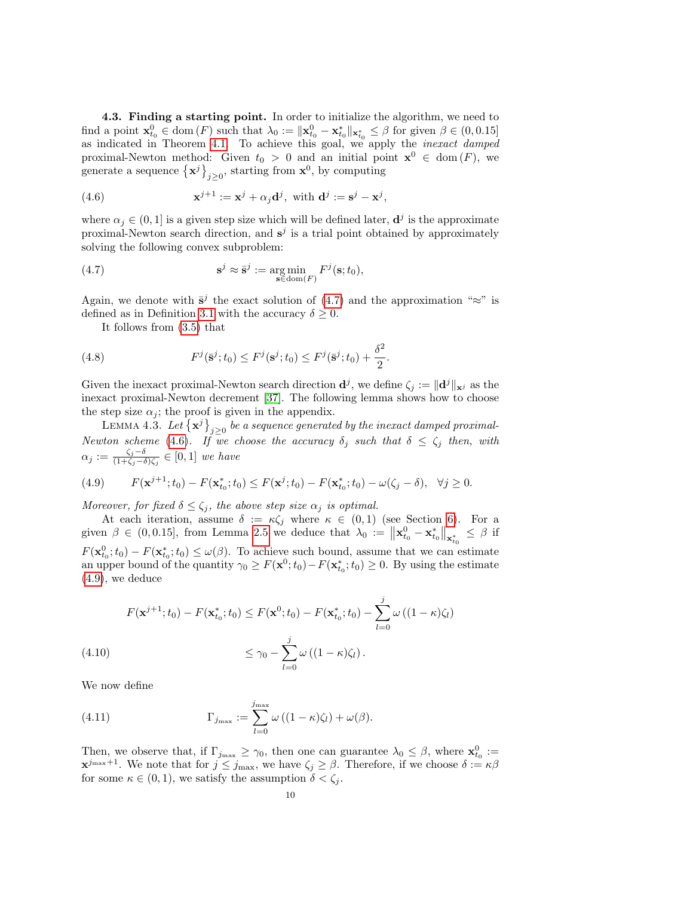**4.3. Finding a starting point.** In order to initialize the algorithm, we need to find a point $\mathbf{x}^0_{t_0} \in \mathrm{dom}(F)$ such that $\lambda_0 := \|\mathbf{x}^0_{t_0} - \mathbf{x}^*_{t_0}\|_{\mathbf{x}^*_{t_0}} \leq \beta$ for given $\beta \in (0, 0.15]$ as indicated in Theorem 4.1. To achieve this goal, we apply the *inexact damped* proximal-Newton method: Given $t_0 > 0$ and an initial point $\mathbf{x}^0 \in \mathrm{dom}(F)$, we generate a sequence $\{\mathbf{x}^j\}_{j \geq 0}$, starting from $\mathbf{x}^0$, by computing

$$\mathbf{x}^{j+1} := \mathbf{x}^j + \alpha_j \mathbf{d}^j, \text{ with } \mathbf{d}^j := \mathbf{s}^j - \mathbf{x}^j, \tag{4.6}$$

where $\alpha_j \in (0, 1]$ is a given step size which will be defined later, $\mathbf{d}^j$ is the approximate proximal-Newton search direction, and $\mathbf{s}^j$ is a trial point obtained by approximately solving the following convex subproblem:

$$\mathbf{s}^j \approx \bar{\mathbf{s}}^j := \operatorname*{arg\,min}_{\mathbf{s} \in \mathrm{dom}(F)} F^j(\mathbf{s}; t_0), \tag{4.7}$$

Again, we denote with $\bar{\mathbf{s}}^j$ the exact solution of (4.7) and the approximation "$\approx$" is defined as in Definition 3.1 with the accuracy $\delta \geq 0$.

It follows from (3.5) that

$$F^j(\bar{\mathbf{s}}^j; t_0) \leq F^j(\mathbf{s}^j; t_0) \leq F^j(\bar{\mathbf{s}}^j; t_0) + \frac{\delta^2}{2}. \tag{4.8}$$

Given the inexact proximal-Newton search direction $\mathbf{d}^j$, we define $\zeta_j := \|\mathbf{d}^j\|_{\mathbf{x}^j}$ as the inexact proximal-Newton decrement [37]. The following lemma shows how to choose the step size $\alpha_j$; the proof is given in the appendix.

LEMMA 4.3. *Let $\{\mathbf{x}^j\}_{j \geq 0}$ be a sequence generated by the inexact damped proximal-Newton scheme (4.6). If we choose the accuracy $\delta_j$ such that $\delta \leq \zeta_j$ then, with $\alpha_j := \frac{\zeta_j - \delta}{(1 + \zeta_j - \delta)\zeta_j} \in [0, 1]$ we have*

$$F(\mathbf{x}^{j+1}; t_0) - F(\mathbf{x}^*_{t_0}; t_0) \leq F(\mathbf{x}^j; t_0) - F(\mathbf{x}^*_{t_0}; t_0) - \omega(\zeta_j - \delta), \quad \forall j \geq 0. \tag{4.9}$$

*Moreover, for fixed $\delta \leq \zeta_j$, the above step size $\alpha_j$ is optimal.*

At each iteration, assume $\delta := \kappa \zeta_j$ where $\kappa \in (0, 1)$ (see Section 6). For a given $\beta \in (0, 0.15]$, from Lemma 2.5 we deduce that $\lambda_0 := \left\|\mathbf{x}^0_{t_0} - \mathbf{x}^*_{t_0}\right\|_{\mathbf{x}^*_{t_0}} \leq \beta$ if $F(\mathbf{x}^0_{t_0}; t_0) - F(\mathbf{x}^*_{t_0}; t_0) \leq \omega(\beta)$. To achieve such bound, assume that we can estimate an upper bound of the quantity $\gamma_0 \geq F(\mathbf{x}^0; t_0) - F(\mathbf{x}^*_{t_0}; t_0) \geq 0$. By using the estimate (4.9), we deduce

$$\begin{aligned}
F(\mathbf{x}^{j+1}; t_0) - F(\mathbf{x}^*_{t_0}; t_0) &\leq F(\mathbf{x}^0; t_0) - F(\mathbf{x}^*_{t_0}; t_0) - \sum_{l=0}^{j} \omega\left((1 - \kappa)\zeta_l\right) \\
&\leq \gamma_0 - \sum_{l=0}^{j} \omega\left((1 - \kappa)\zeta_l\right).
\end{aligned} \tag{4.10}$$

We now define

$$\Gamma_{j_{\max}} := \sum_{l=0}^{j_{\max}} \omega\left((1 - \kappa)\zeta_l\right) + \omega(\beta). \tag{4.11}$$

Then, we observe that, if $\Gamma_{j_{\max}} \geq \gamma_0$, then one can guarantee $\lambda_0 \leq \beta$, where $\mathbf{x}^0_{t_0} := \mathbf{x}^{j_{\max}+1}$. We note that for $j \leq j_{\max}$, we have $\zeta_j \geq \beta$. Therefore, if we choose $\delta := \kappa\beta$ for some $\kappa \in (0, 1)$, we satisfy the assumption $\delta < \zeta_j$.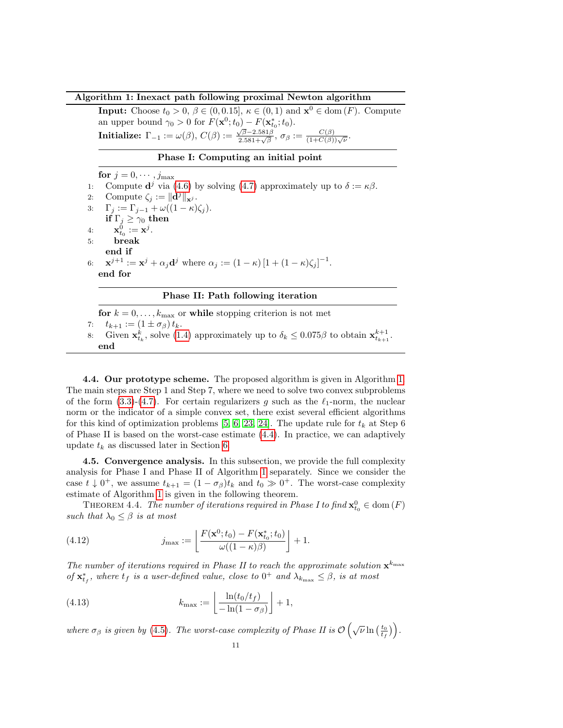**Algorithm 1: Inexact path following proximal Newton algorithm**

**Input:** Choose $t_0 > 0$, $\beta \in (0, 0.15]$, $\kappa \in (0, 1)$ and $\mathbf{x}^0 \in \mathrm{dom}(F)$. Compute an upper bound $\gamma_0 > 0$ for $F(\mathbf{x}^0; t_0) - F(\mathbf{x}^*_{t_0}; t_0)$.

**Initialize:** $\Gamma_{-1} := \omega(\beta)$, $C(\beta) := \frac{\sqrt{\beta} - 2.581\beta}{2.581 + \sqrt{\beta}}$, $\sigma_\beta := \frac{C(\beta)}{(1+C(\beta))\sqrt{\nu}}$.

**Phase I: Computing an initial point**

**for** $j = 0, \cdots, j_{\max}$

1: Compute $\mathbf{d}^j$ via (4.6) by solving (4.7) approximately up to $\delta := \kappa\beta$.

2: Compute $\zeta_j := \|\mathbf{d}^j\|_{\mathbf{x}^j}$.

3: $\Gamma_j := \Gamma_{j-1} + \omega((1-\kappa)\zeta_j)$.

**if** $\Gamma_j \geq \gamma_0$ **then**

4: $\mathbf{x}^0_{t_0} := \mathbf{x}^j$.

5: **break**

**end if**

6: $\mathbf{x}^{j+1} := \mathbf{x}^j + \alpha_j \mathbf{d}^j$ where $\alpha_j := (1-\kappa)\left[1 + (1-\kappa)\zeta_j\right]^{-1}$.

**end for**

**Phase II: Path following iteration**

**for** $k = 0, \ldots, k_{\max}$ or **while** stopping criterion is not met

7: $t_{k+1} := (1 \pm \sigma_\beta)\, t_k$.

8: Given $\mathbf{x}^k_{t_k}$, solve (1.4) approximately up to $\delta_k \leq 0.075\beta$ to obtain $\mathbf{x}^{k+1}_{t_{k+1}}$.

**end**

**4.4. Our prototype scheme.** The proposed algorithm is given in Algorithm 1. The main steps are Step 1 and Step 7, where we need to solve two convex subproblems of the form (3.3)-(4.7). For certain regularizers $g$ such as the $\ell_1$-norm, the nuclear norm or the indicator of a simple convex set, there exist several efficient algorithms for this kind of optimization problems [5, 6, 23, 24]. The update rule for $t_k$ at Step 6 of Phase II is based on the worst-case estimate (4.4). In practice, we can adaptively update $t_k$ as discussed later in Section 6.

**4.5. Convergence analysis.** In this subsection, we provide the full complexity analysis for Phase I and Phase II of Algorithm 1 separately. Since we consider the case $t \downarrow 0^+$, we assume $t_{k+1} = (1 - \sigma_\beta)t_k$ and $t_0 \gg 0^+$. The worst-case complexity estimate of Algorithm 1 is given in the following theorem.

Theorem 4.4. *The number of iterations required in Phase I to find $\mathbf{x}^0_{t_0} \in \mathrm{dom}(F)$ such that $\lambda_0 \leq \beta$ is at most*

$$j_{\max} := \left\lfloor \frac{F(\mathbf{x}^0; t_0) - F(\mathbf{x}^*_{t_0}; t_0)}{\omega((1-\kappa)\beta)} \right\rfloor + 1. \tag{4.12}$$

*The number of iterations required in Phase II to reach the approximate solution $\mathbf{x}^{k_{\max}}$ of $\mathbf{x}^*_{t_f}$, where $t_f$ is a user-defined value, close to $0^+$ and $\lambda_{k_{\max}} \leq \beta$, is at most*

$$k_{\max} := \left\lfloor \frac{\ln(t_0/t_f)}{-\ln(1-\sigma_\beta)} \right\rfloor + 1, \tag{4.13}$$

*where $\sigma_\beta$ is given by (4.5). The worst-case complexity of Phase II is $\mathcal{O}\left(\sqrt{\nu}\ln\left(\frac{t_0}{t_f}\right)\right)$.*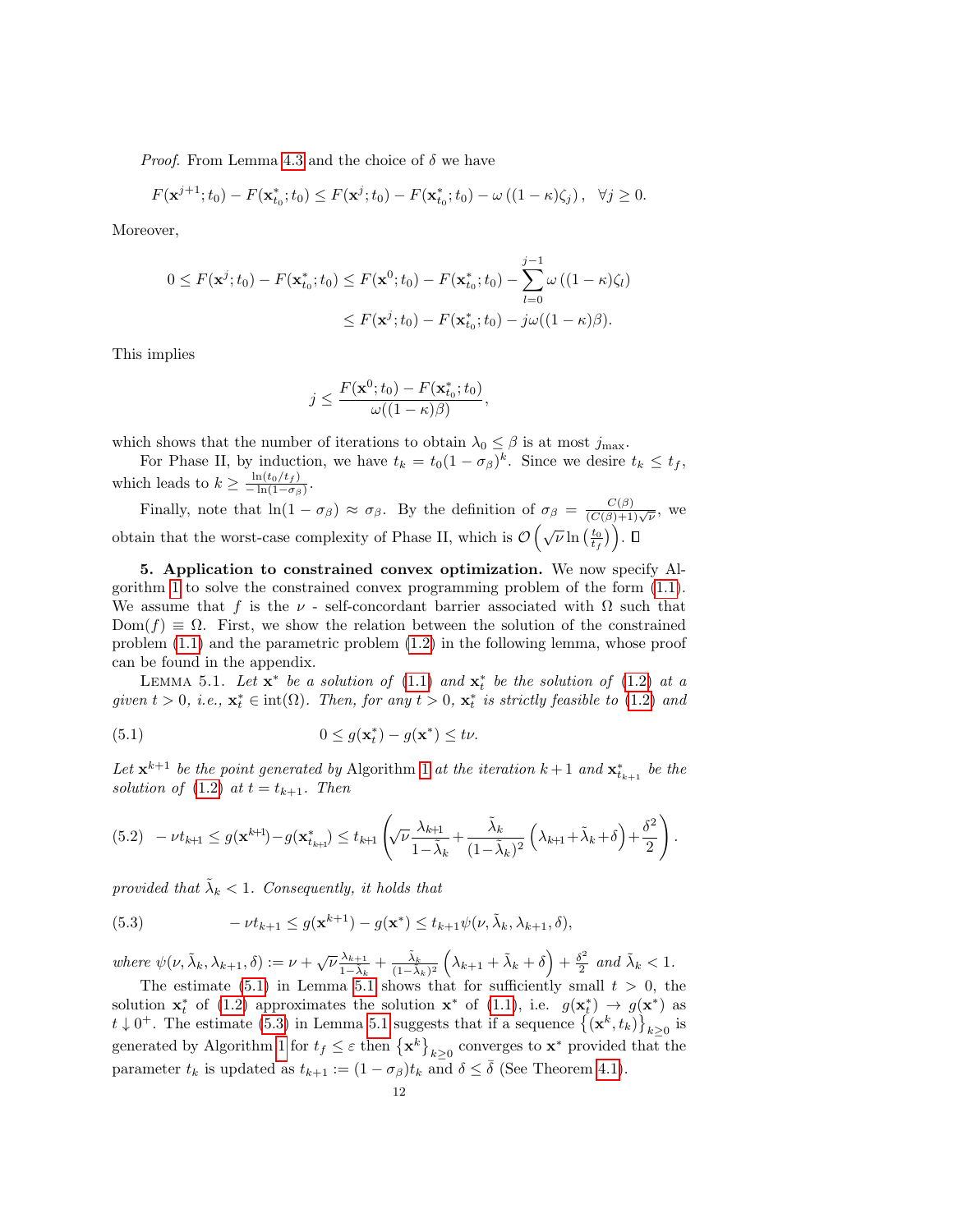*Proof*. From Lemma 4.3 and the choice of $\delta$ we have

$$F(\mathbf{x}^{j+1};t_0) - F(\mathbf{x}^*_{t_0};t_0) \le F(\mathbf{x}^j;t_0) - F(\mathbf{x}^*_{t_0};t_0) - \omega\left((1-\kappa)\zeta_j\right), \quad \forall j \ge 0.$$

Moreover,

$$\begin{aligned} 0 \le F(\mathbf{x}^j;t_0) - F(\mathbf{x}^*_{t_0};t_0) &\le F(\mathbf{x}^0;t_0) - F(\mathbf{x}^*_{t_0};t_0) - \sum_{l=0}^{j-1}\omega\left((1-\kappa)\zeta_l\right) \\ &\le F(\mathbf{x}^j;t_0) - F(\mathbf{x}^*_{t_0};t_0) - j\omega((1-\kappa)\beta). \end{aligned}$$

This implies

$$j \le \frac{F(\mathbf{x}^0;t_0) - F(\mathbf{x}^*_{t_0};t_0)}{\omega((1-\kappa)\beta)},$$

which shows that the number of iterations to obtain $\lambda_0 \le \beta$ is at most $j_{\max}$.

For Phase II, by induction, we have $t_k = t_0(1-\sigma_\beta)^k$. Since we desire $t_k \le t_f$, which leads to $k \ge \frac{\ln(t_0/t_f)}{-\ln(1-\sigma_\beta)}$.

Finally, note that $\ln(1-\sigma_\beta) \approx \sigma_\beta$. By the definition of $\sigma_\beta = \frac{C(\beta)}{(C(\beta)+1)\sqrt{\nu}}$, we obtain that the worst-case complexity of Phase II, which is $\mathcal{O}\left(\sqrt{\nu}\ln\left(\frac{t_0}{t_f}\right)\right)$. $\square$

**5. Application to constrained convex optimization.** We now specify Algorithm 1 to solve the constrained convex programming problem of the form (1.1). We assume that $f$ is the $\nu$ - self-concordant barrier associated with $\Omega$ such that $\mathrm{Dom}(f) \equiv \Omega$. First, we show the relation between the solution of the constrained problem (1.1) and the parametric problem (1.2) in the following lemma, whose proof can be found in the appendix.

Lemma 5.1. *Let $\mathbf{x}^*$ be a solution of (1.1) and $\mathbf{x}^*_t$ be the solution of (1.2) at a given $t>0$, i.e., $\mathbf{x}^*_t \in \mathrm{int}(\Omega)$. Then, for any $t>0$, $\mathbf{x}^*_t$ is strictly feasible to (1.2) and*

$$0 \le g(\mathbf{x}^*_t) - g(\mathbf{x}^*) \le t\nu. \tag{5.1}$$

*Let $\mathbf{x}^{k+1}$ be the point generated by* Algorithm 1 *at the iteration $k+1$ and $\mathbf{x}^*_{t_{k+1}}$ be the solution of (1.2) at $t = t_{k+1}$. Then*

$$-\nu t_{k+1} \le g(\mathbf{x}^{k+1}) - g(\mathbf{x}^*_{t_{k+1}}) \le t_{k+1}\left(\sqrt{\nu}\frac{\lambda_{k+1}}{1-\tilde{\lambda}_k} + \frac{\tilde{\lambda}_k}{(1-\tilde{\lambda}_k)^2}\left(\lambda_{k+1}+\tilde{\lambda}_k+\delta\right) + \frac{\delta^2}{2}\right). \tag{5.2}$$

*provided that $\tilde{\lambda}_k < 1$. Consequently, it holds that*

$$-\nu t_{k+1} \le g(\mathbf{x}^{k+1}) - g(\mathbf{x}^*) \le t_{k+1}\psi(\nu, \tilde{\lambda}_k, \lambda_{k+1}, \delta), \tag{5.3}$$

*where $\psi(\nu, \tilde{\lambda}_k, \lambda_{k+1}, \delta) := \nu + \sqrt{\nu}\frac{\lambda_{k+1}}{1-\tilde{\lambda}_k} + \frac{\tilde{\lambda}_k}{(1-\tilde{\lambda}_k)^2}\left(\lambda_{k+1}+\tilde{\lambda}_k+\delta\right) + \frac{\delta^2}{2}$ and $\tilde{\lambda}_k < 1$.*

The estimate (5.1) in Lemma 5.1 shows that for sufficiently small $t>0$, the solution $\mathbf{x}^*_t$ of (1.2) approximates the solution $\mathbf{x}^*$ of (1.1), i.e. $g(\mathbf{x}^*_t) \to g(\mathbf{x}^*)$ as $t \downarrow 0^+$. The estimate (5.3) in Lemma 5.1 suggests that if a sequence $\left\{(\mathbf{x}^k, t_k)\right\}_{k\ge 0}$ is generated by Algorithm 1 for $t_f \le \varepsilon$ then $\left\{\mathbf{x}^k\right\}_{k\ge 0}$ converges to $\mathbf{x}^*$ provided that the parameter $t_k$ is updated as $t_{k+1} := (1-\sigma_\beta)t_k$ and $\delta \le \bar{\delta}$ (See Theorem 4.1).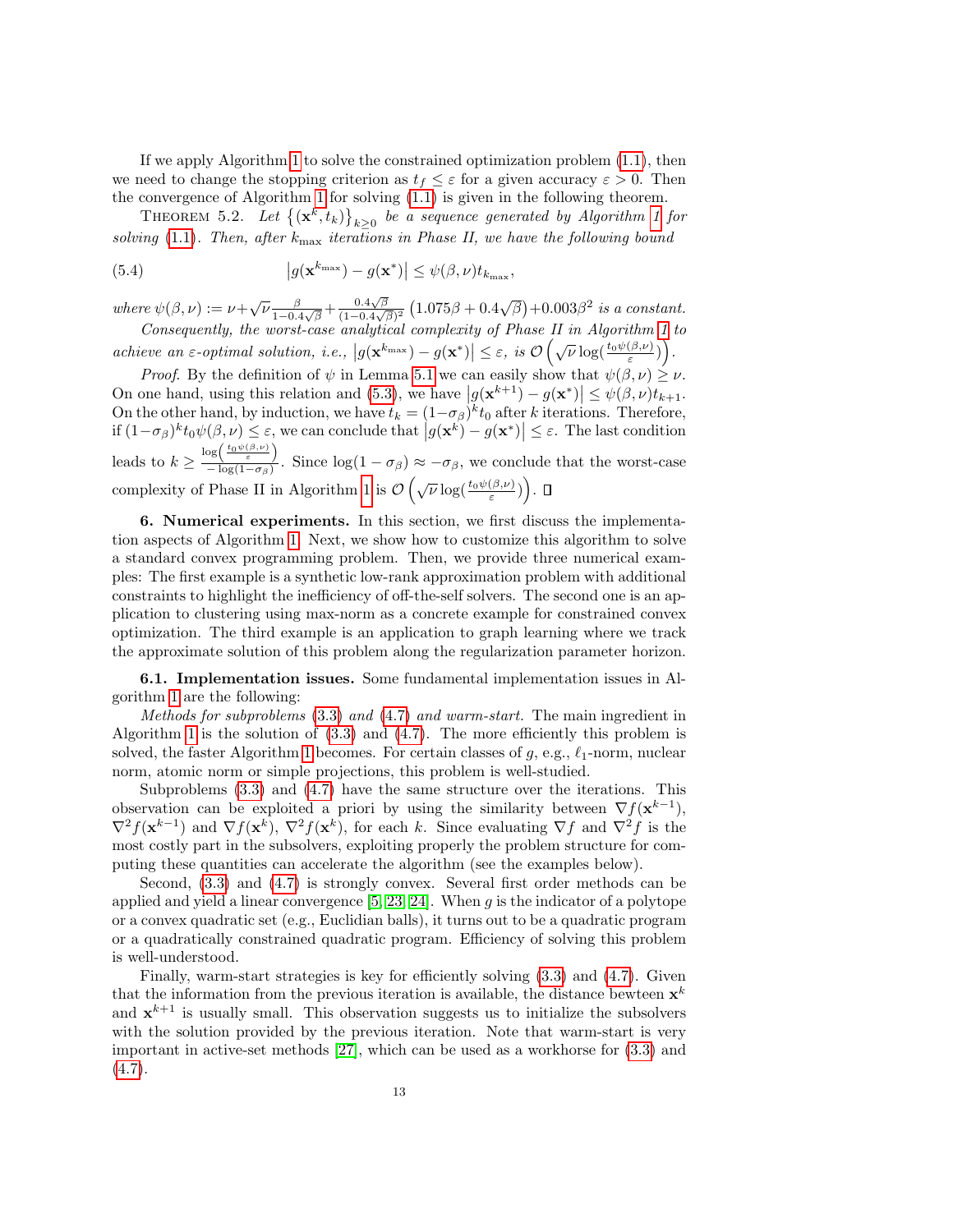If we apply Algorithm 1 to solve the constrained optimization problem (1.1), then we need to change the stopping criterion as $t_f \leq \varepsilon$ for a given accuracy $\varepsilon > 0$. Then the convergence of Algorithm 1 for solving (1.1) is given in the following theorem.

THEOREM 5.2. *Let $\{(\mathbf{x}^k, t_k)\}_{k\geq 0}$ be a sequence generated by Algorithm 1 for solving (1.1). Then, after $k_{\max}$ iterations in Phase II, we have the following bound*

$$\left|g(\mathbf{x}^{k_{\max}}) - g(\mathbf{x}^*)\right| \leq \psi(\beta,\nu)t_{k_{\max}}, \tag{5.4}$$

*where $\psi(\beta,\nu) := \nu + \sqrt{\nu}\frac{\beta}{1-0.4\sqrt{\beta}} + \frac{0.4\sqrt{\beta}}{(1-0.4\sqrt{\beta})^2}\left(1.075\beta + 0.4\sqrt{\beta}\right) + 0.003\beta^2$ is a constant.*

*Consequently, the worst-case analytical complexity of Phase II in Algorithm 1 to achieve an $\varepsilon$-optimal solution, i.e., $\left|g(\mathbf{x}^{k_{\max}}) - g(\mathbf{x}^*)\right| \leq \varepsilon$, is $\mathcal{O}\left(\sqrt{\nu}\log(\frac{t_0\psi(\beta,\nu)}{\varepsilon})\right)$.*

*Proof.* By the definition of $\psi$ in Lemma 5.1 we can easily show that $\psi(\beta,\nu) \geq \nu$. On one hand, using this relation and (5.3), we have $\left|g(\mathbf{x}^{k+1}) - g(\mathbf{x}^*)\right| \leq \psi(\beta,\nu)t_{k+1}$. On the other hand, by induction, we have $t_k = (1-\sigma_\beta)^k t_0$ after $k$ iterations. Therefore, if $(1-\sigma_\beta)^k t_0\psi(\beta,\nu) \leq \varepsilon$, we can conclude that $\left|g(\mathbf{x}^k) - g(\mathbf{x}^*)\right| \leq \varepsilon$. The last condition leads to $k \geq \frac{\log\left(\frac{t_0\psi(\beta,\nu)}{\varepsilon}\right)}{-\log(1-\sigma_\beta)}$. Since $\log(1-\sigma_\beta) \approx -\sigma_\beta$, we conclude that the worst-case complexity of Phase II in Algorithm 1 is $\mathcal{O}\left(\sqrt{\nu}\log(\frac{t_0\psi(\beta,\nu)}{\varepsilon})\right)$. $\square$

## 6. Numerical experiments.

In this section, we first discuss the implementation aspects of Algorithm 1. Next, we show how to customize this algorithm to solve a standard convex programming problem. Then, we provide three numerical examples: The first example is a synthetic low-rank approximation problem with additional constraints to highlight the inefficiency of off-the-self solvers. The second one is an application to clustering using max-norm as a concrete example for constrained convex optimization. The third example is an application to graph learning where we track the approximate solution of this problem along the regularization parameter horizon.

### 6.1. Implementation issues.

Some fundamental implementation issues in Algorithm 1 are the following:

*Methods for subproblems* (3.3) *and* (4.7) *and warm-start.* The main ingredient in Algorithm 1 is the solution of (3.3) and (4.7). The more efficiently this problem is solved, the faster Algorithm 1 becomes. For certain classes of $g$, e.g., $\ell_1$-norm, nuclear norm, atomic norm or simple projections, this problem is well-studied.

Subproblems (3.3) and (4.7) have the same structure over the iterations. This observation can be exploited a priori by using the similarity between $\nabla f(\mathbf{x}^{k-1})$, $\nabla^2 f(\mathbf{x}^{k-1})$ and $\nabla f(\mathbf{x}^k)$, $\nabla^2 f(\mathbf{x}^k)$, for each $k$. Since evaluating $\nabla f$ and $\nabla^2 f$ is the most costly part in the subsolvers, exploiting properly the problem structure for computing these quantities can accelerate the algorithm (see the examples below).

Second, (3.3) and (4.7) is strongly convex. Several first order methods can be applied and yield a linear convergence [5, 23, 24]. When $g$ is the indicator of a polytope or a convex quadratic set (e.g., Euclidian balls), it turns out to be a quadratic program or a quadratically constrained quadratic program. Efficiency of solving this problem is well-understood.

Finally, warm-start strategies is key for efficiently solving (3.3) and (4.7). Given that the information from the previous iteration is available, the distance bewteen $\mathbf{x}^k$ and $\mathbf{x}^{k+1}$ is usually small. This observation suggests us to initialize the subsolvers with the solution provided by the previous iteration. Note that warm-start is very important in active-set methods [27], which can be used as a workhorse for (3.3) and (4.7).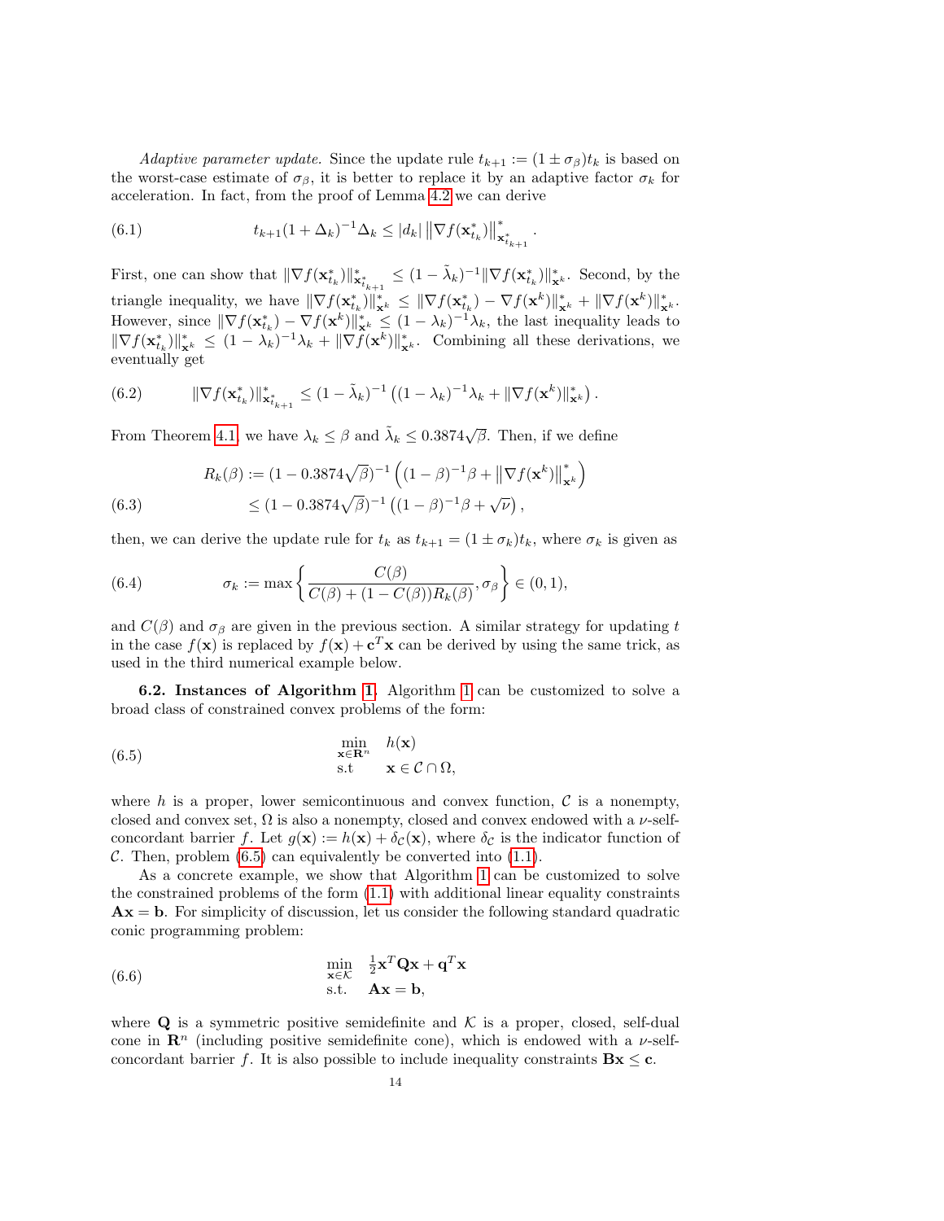*Adaptive parameter update.* Since the update rule $t_{k+1} := (1 \pm \sigma_\beta)t_k$ is based on the worst-case estimate of $\sigma_\beta$, it is better to replace it by an adaptive factor $\sigma_k$ for acceleration. In fact, from the proof of Lemma 4.2 we can derive

$$
t_{k+1}(1+\Delta_k)^{-1}\Delta_k \le |d_k| \left\|\nabla f(\mathbf{x}^*_{t_k})\right\|^*_{\mathbf{x}^*_{t_{k+1}}}. \tag{6.1}
$$

First, one can show that $\|\nabla f(\mathbf{x}^*_{t_k})\|^*_{\mathbf{x}^*_{t_{k+1}}} \le (1-\tilde{\lambda}_k)^{-1}\|\nabla f(\mathbf{x}^*_{t_k})\|^*_{\mathbf{x}^k}$. Second, by the triangle inequality, we have $\|\nabla f(\mathbf{x}^*_{t_k})\|^*_{\mathbf{x}^k} \le \|\nabla f(\mathbf{x}^*_{t_k}) - \nabla f(\mathbf{x}^k)\|^*_{\mathbf{x}^k} + \|\nabla f(\mathbf{x}^k)\|^*_{\mathbf{x}^k}$. However, since $\|\nabla f(\mathbf{x}^*_{t_k}) - \nabla f(\mathbf{x}^k)\|^*_{\mathbf{x}^k} \le (1-\lambda_k)^{-1}\lambda_k$, the last inequality leads to $\|\nabla f(\mathbf{x}^*_{t_k})\|^*_{\mathbf{x}^k} \le (1-\lambda_k)^{-1}\lambda_k + \|\nabla f(\mathbf{x}^k)\|^*_{\mathbf{x}^k}$. Combining all these derivations, we eventually get

$$
\|\nabla f(\mathbf{x}^*_{t_k})\|^*_{\mathbf{x}^*_{t_{k+1}}} \le (1-\tilde{\lambda}_k)^{-1}\left((1-\lambda_k)^{-1}\lambda_k + \|\nabla f(\mathbf{x}^k)\|^*_{\mathbf{x}^k}\right). \tag{6.2}
$$

From Theorem 4.1 we have $\lambda_k \le \beta$ and $\tilde{\lambda}_k \le 0.3874\sqrt{\beta}$. Then, if we define

$$
\begin{aligned}
R_k(\beta) &:= (1-0.3874\sqrt{\beta})^{-1}\left((1-\beta)^{-1}\beta + \left\|\nabla f(\mathbf{x}^k)\right\|^*_{\mathbf{x}^k}\right) \\
&\le (1-0.3874\sqrt{\beta})^{-1}\left((1-\beta)^{-1}\beta + \sqrt{\nu}\right),
\end{aligned} \tag{6.3}
$$

then, we can derive the update rule for $t_k$ as $t_{k+1} = (1 \pm \sigma_k)t_k$, where $\sigma_k$ is given as

$$
\sigma_k := \max\left\{\frac{C(\beta)}{C(\beta) + (1-C(\beta))R_k(\beta)}, \sigma_\beta\right\} \in (0,1), \tag{6.4}
$$

and $C(\beta)$ and $\sigma_\beta$ are given in the previous section. A similar strategy for updating $t$ in the case $f(\mathbf{x})$ is replaced by $f(\mathbf{x}) + \mathbf{c}^T\mathbf{x}$ can be derived by using the same trick, as used in the third numerical example below.

**6.2. Instances of Algorithm 1.** Algorithm 1 can be customized to solve a broad class of constrained convex problems of the form:

$$
\begin{aligned}
\min_{\mathbf{x}\in\mathbf{R}^n} \quad & h(\mathbf{x}) \\
\text{s.t} \quad & \mathbf{x} \in \mathcal{C} \cap \Omega,
\end{aligned} \tag{6.5}
$$

where $h$ is a proper, lower semicontinuous and convex function, $\mathcal{C}$ is a nonempty, closed and convex set, $\Omega$ is also a nonempty, closed and convex endowed with a $\nu$-self-concordant barrier $f$. Let $g(\mathbf{x}) := h(\mathbf{x}) + \delta_{\mathcal{C}}(\mathbf{x})$, where $\delta_{\mathcal{C}}$ is the indicator function of $\mathcal{C}$. Then, problem (6.5) can equivalently be converted into (1.1).

As a concrete example, we show that Algorithm 1 can be customized to solve the constrained problems of the form (1.1) with additional linear equality constraints $\mathbf{A}\mathbf{x} = \mathbf{b}$. For simplicity of discussion, let us consider the following standard quadratic conic programming problem:

$$
\begin{aligned}
\min_{\mathbf{x}\in\mathcal{K}} \quad & \tfrac{1}{2}\mathbf{x}^T\mathbf{Q}\mathbf{x} + \mathbf{q}^T\mathbf{x} \\
\text{s.t.} \quad & \mathbf{A}\mathbf{x} = \mathbf{b},
\end{aligned} \tag{6.6}
$$

where $\mathbf{Q}$ is a symmetric positive semidefinite and $\mathcal{K}$ is a proper, closed, self-dual cone in $\mathbf{R}^n$ (including positive semidefinite cone), which is endowed with a $\nu$-self-concordant barrier $f$. It is also possible to include inequality constraints $\mathbf{B}\mathbf{x} \le \mathbf{c}$.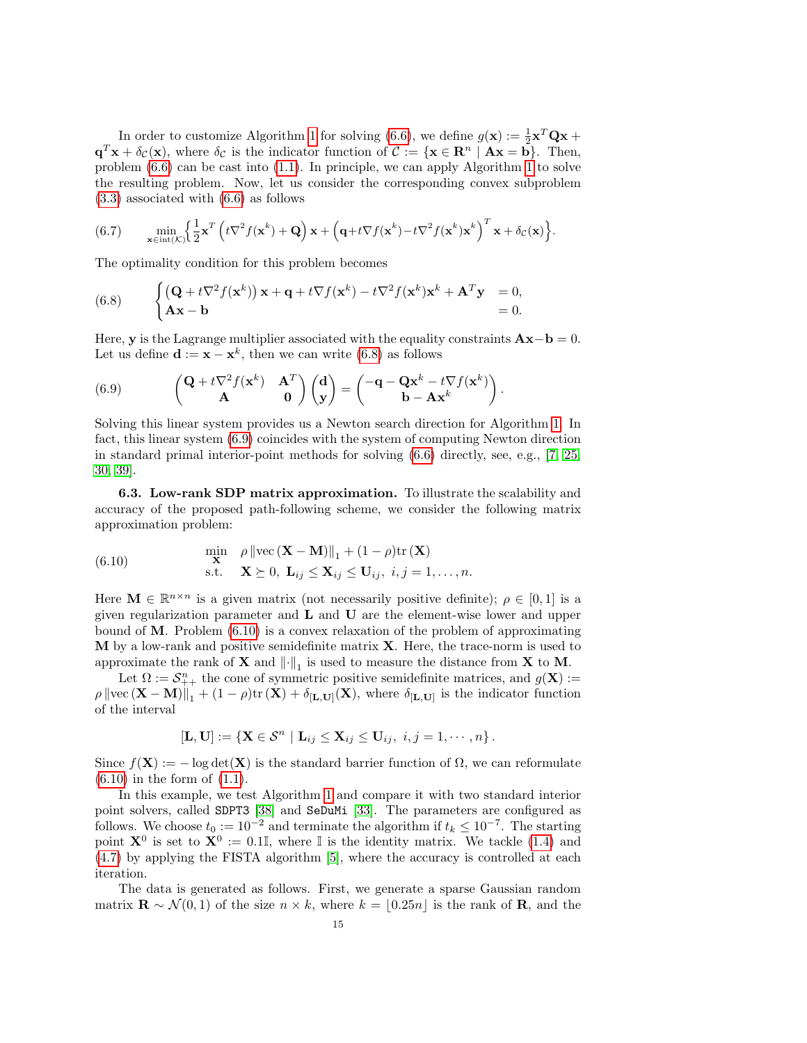In order to customize Algorithm 1 for solving (6.6), we define $g(\mathbf{x}) := \frac{1}{2}\mathbf{x}^T\mathbf{Q}\mathbf{x} + \mathbf{q}^T\mathbf{x} + \delta_{\mathcal{C}}(\mathbf{x})$, where $\delta_{\mathcal{C}}$ is the indicator function of $\mathcal{C} := \{\mathbf{x} \in \mathbf{R}^n \mid \mathbf{A}\mathbf{x} = \mathbf{b}\}$. Then, problem (6.6) can be cast into (1.1). In principle, we can apply Algorithm 1 to solve the resulting problem. Now, let us consider the corresponding convex subproblem (3.3) associated with (6.6) as follows

$$
\min_{\mathbf{x}\in\mathrm{int}(\mathcal{K})}\Big\{\frac{1}{2}\mathbf{x}^T\left(t\nabla^2 f(\mathbf{x}^k) + \mathbf{Q}\right)\mathbf{x} + \left(\mathbf{q} + t\nabla f(\mathbf{x}^k) - t\nabla^2 f(\mathbf{x}^k)\mathbf{x}^k\right)^T\mathbf{x} + \delta_{\mathcal{C}}(\mathbf{x})\Big\}. \tag{6.7}
$$

The optimality condition for this problem becomes

$$
\begin{cases}
\left(\mathbf{Q} + t\nabla^2 f(\mathbf{x}^k)\right)\mathbf{x} + \mathbf{q} + t\nabla f(\mathbf{x}^k) - t\nabla^2 f(\mathbf{x}^k)\mathbf{x}^k + \mathbf{A}^T\mathbf{y} & = 0,\\
\mathbf{A}\mathbf{x} - \mathbf{b} & = 0.
\end{cases} \tag{6.8}
$$

Here, $\mathbf{y}$ is the Lagrange multiplier associated with the equality constraints $\mathbf{A}\mathbf{x} - \mathbf{b} = 0$. Let us define $\mathbf{d} := \mathbf{x} - \mathbf{x}^k$, then we can write (6.8) as follows

$$
\begin{pmatrix} \mathbf{Q} + t\nabla^2 f(\mathbf{x}^k) & \mathbf{A}^T \\ \mathbf{A} & \mathbf{0} \end{pmatrix}\begin{pmatrix} \mathbf{d} \\ \mathbf{y} \end{pmatrix} = \begin{pmatrix} -\mathbf{q} - \mathbf{Q}\mathbf{x}^k - t\nabla f(\mathbf{x}^k) \\ \mathbf{b} - \mathbf{A}\mathbf{x}^k \end{pmatrix}. \tag{6.9}
$$

Solving this linear system provides us a Newton search direction for Algorithm 1. In fact, this linear system (6.9) coincides with the system of computing Newton direction in standard primal interior-point methods for solving (6.6) directly, see, e.g., [7, 25, 30, 39].

**6.3. Low-rank SDP matrix approximation.** To illustrate the scalability and accuracy of the proposed path-following scheme, we consider the following matrix approximation problem:

$$
\begin{array}{ll}
\min\limits_{\mathbf{X}} & \rho\left\|\mathrm{vec}\left(\mathbf{X} - \mathbf{M}\right)\right\|_1 + (1-\rho)\mathrm{tr}\left(\mathbf{X}\right) \\
\text{s.t.} & \mathbf{X} \succeq 0,\ \mathbf{L}_{ij} \leq \mathbf{X}_{ij} \leq \mathbf{U}_{ij},\ i,j = 1,\ldots,n.
\end{array} \tag{6.10}
$$

Here $\mathbf{M} \in \mathbb{R}^{n\times n}$ is a given matrix (not necessarily positive definite); $\rho \in [0,1]$ is a given regularization parameter and $\mathbf{L}$ and $\mathbf{U}$ are the element-wise lower and upper bound of $\mathbf{M}$. Problem (6.10) is a convex relaxation of the problem of approximating $\mathbf{M}$ by a low-rank and positive semidefinite matrix $\mathbf{X}$. Here, the trace-norm is used to approximate the rank of $\mathbf{X}$ and $\|\cdot\|_1$ is used to measure the distance from $\mathbf{X}$ to $\mathbf{M}$.

Let $\Omega := \mathcal{S}^n_{++}$ the cone of symmetric positive semidefinite matrices, and $g(\mathbf{X}) := \rho\left\|\mathrm{vec}\left(\mathbf{X} - \mathbf{M}\right)\right\|_1 + (1-\rho)\mathrm{tr}\left(\mathbf{X}\right) + \delta_{[\mathbf{L},\mathbf{U}]}(\mathbf{X})$, where $\delta_{[\mathbf{L},\mathbf{U}]}$ is the indicator function of the interval

$$
[\mathbf{L},\mathbf{U}] := \{\mathbf{X} \in \mathcal{S}^n \mid \mathbf{L}_{ij} \leq \mathbf{X}_{ij} \leq \mathbf{U}_{ij},\ i,j = 1,\cdots,n\}.
$$

Since $f(\mathbf{X}) := -\log\det(\mathbf{X})$ is the standard barrier function of $\Omega$, we can reformulate (6.10) in the form of (1.1).

In this example, we test Algorithm 1 and compare it with two standard interior point solvers, called `SDPT3` [38] and `SeDuMi` [33]. The parameters are configured as follows. We choose $t_0 := 10^{-2}$ and terminate the algorithm if $t_k \leq 10^{-7}$. The starting point $\mathbf{X}^0$ is set to $\mathbf{X}^0 := 0.1\mathbb{I}$, where $\mathbb{I}$ is the identity matrix. We tackle (1.4) and (4.7) by applying the FISTA algorithm [5], where the accuracy is controlled at each iteration.

The data is generated as follows. First, we generate a sparse Gaussian random matrix $\mathbf{R} \sim \mathcal{N}(0,1)$ of the size $n \times k$, where $k = \lfloor 0.25n \rfloor$ is the rank of $\mathbf{R}$, and the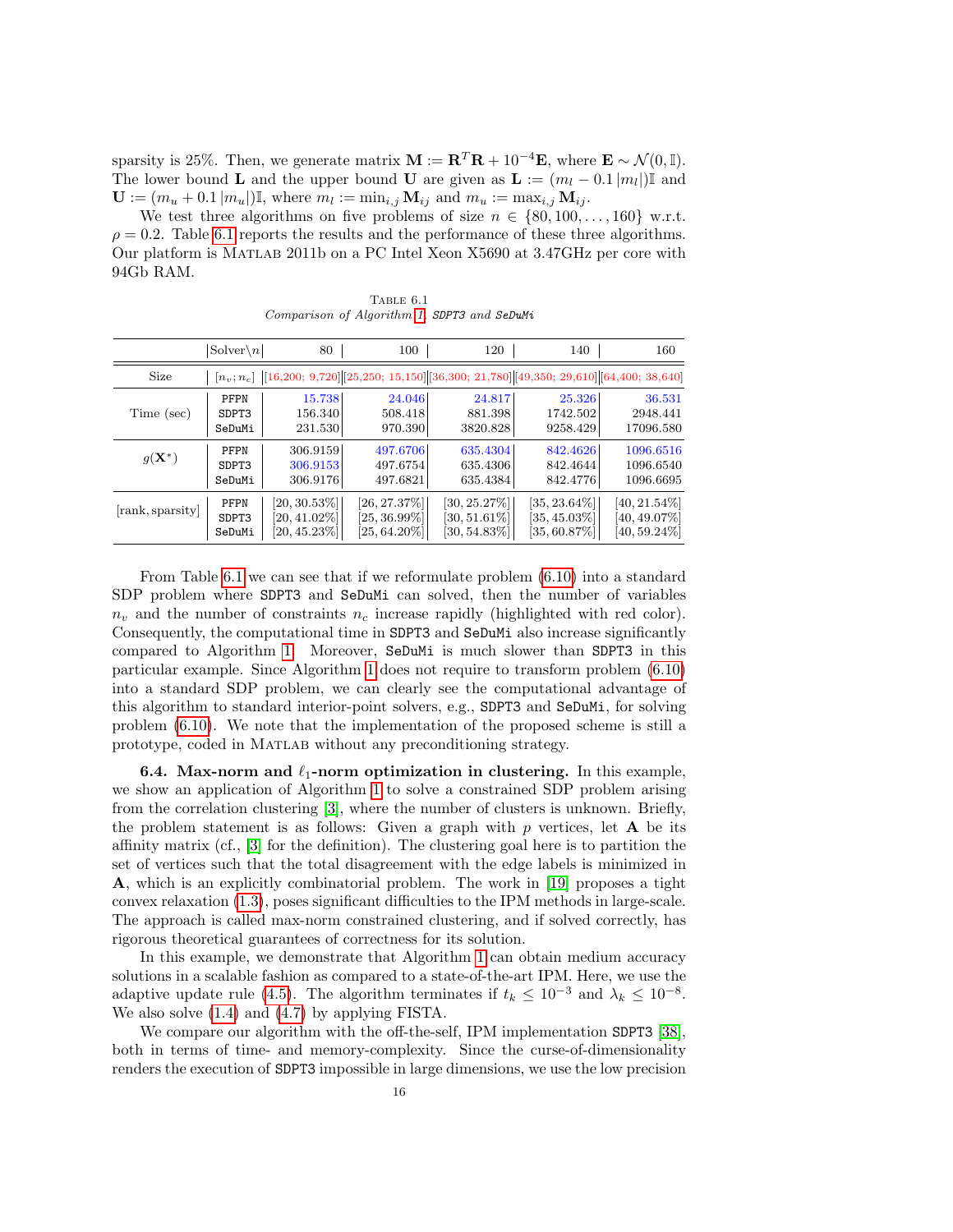sparsity is 25%. Then, we generate matrix $\mathbf{M} := \mathbf{R}^T\mathbf{R} + 10^{-4}\mathbf{E}$, where $\mathbf{E} \sim \mathcal{N}(0, \mathbb{I})$. The lower bound $\mathbf{L}$ and the upper bound $\mathbf{U}$ are given as $\mathbf{L} := (m_l - 0.1\,|m_l|)\mathbb{I}$ and $\mathbf{U} := (m_u + 0.1\,|m_u|)\mathbb{I}$, where $m_l := \min_{i,j} \mathbf{M}_{ij}$ and $m_u := \max_{i,j} \mathbf{M}_{ij}$.

We test three algorithms on five problems of size $n \in \{80, 100, \ldots, 160\}$ w.r.t. $\rho = 0.2$. Table 6.1 reports the results and the performance of these three algorithms. Our platform is MATLAB 2011b on a PC Intel Xeon X5690 at 3.47GHz per core with 94Gb RAM.

TABLE 6.1
*Comparison of Algorithm 1, SDPT3 and SeDuMi*

| | Solver\n | 80 | 100 | 120 | 140 | 160 |
|---|---|---|---|---|---|---|
| Size | $[n_v; n_c]$ | [16,200; 9,720] | [25,250; 15,150] | [36,300; 21,780] | [49,350; 29,610] | [64,400; 38,640] |
| Time (sec) | PFPN | 15.738 | 24.046 | 24.817 | 25.326 | 36.531 |
| | SDPT3 | 156.340 | 508.418 | 881.398 | 1742.502 | 2948.441 |
| | SeDuMi | 231.530 | 970.390 | 3820.828 | 9258.429 | 17096.580 |
| $g(\mathbf{X}^*)$ | PFPN | 306.9159 | 497.6706 | 635.4304 | 842.4626 | 1096.6516 |
| | SDPT3 | 306.9153 | 497.6754 | 635.4306 | 842.4644 | 1096.6540 |
| | SeDuMi | 306.9176 | 497.6821 | 635.4384 | 842.4776 | 1096.6695 |
| [rank, sparsity] | PFPN | [20, 30.53%] | [26, 27.37%] | [30, 25.27%] | [35, 23.64%] | [40, 21.54%] |
| | SDPT3 | [20, 41.02%] | [25, 36.99%] | [30, 51.61%] | [35, 45.03%] | [40, 49.07%] |
| | SeDuMi | [20, 45.23%] | [25, 64.20%] | [30, 54.83%] | [35, 60.87%] | [40, 59.24%] |

From Table 6.1 we can see that if we reformulate problem (6.10) into a standard SDP problem where SDPT3 and SeDuMi can solved, then the number of variables $n_v$ and the number of constraints $n_c$ increase rapidly (highlighted with red color). Consequently, the computational time in SDPT3 and SeDuMi also increase significantly compared to Algorithm 1. Moreover, SeDuMi is much slower than SDPT3 in this particular example. Since Algorithm 1 does not require to transform problem (6.10) into a standard SDP problem, we can clearly see the computational advantage of this algorithm to standard interior-point solvers, e.g., SDPT3 and SeDuMi, for solving problem (6.10). We note that the implementation of the proposed scheme is still a prototype, coded in MATLAB without any preconditioning strategy.

**6.4. Max-norm and $\ell_1$-norm optimization in clustering.** In this example, we show an application of Algorithm 1 to solve a constrained SDP problem arising from the correlation clustering [3], where the number of clusters is unknown. Briefly, the problem statement is as follows: Given a graph with $p$ vertices, let $\mathbf{A}$ be its affinity matrix (cf., [3] for the definition). The clustering goal here is to partition the set of vertices such that the total disagreement with the edge labels is minimized in $\mathbf{A}$, which is an explicitly combinatorial problem. The work in [19] proposes a tight convex relaxation (1.3), poses significant difficulties to the IPM methods in large-scale. The approach is called max-norm constrained clustering, and if solved correctly, has rigorous theoretical guarantees of correctness for its solution.

In this example, we demonstrate that Algorithm 1 can obtain medium accuracy solutions in a scalable fashion as compared to a state-of-the-art IPM. Here, we use the adaptive update rule (4.5). The algorithm terminates if $t_k \leq 10^{-3}$ and $\lambda_k \leq 10^{-8}$. We also solve (1.4) and (4.7) by applying FISTA.

We compare our algorithm with the off-the-self, IPM implementation SDPT3 [38], both in terms of time- and memory-complexity. Since the curse-of-dimensionality renders the execution of SDPT3 impossible in large dimensions, we use the low precision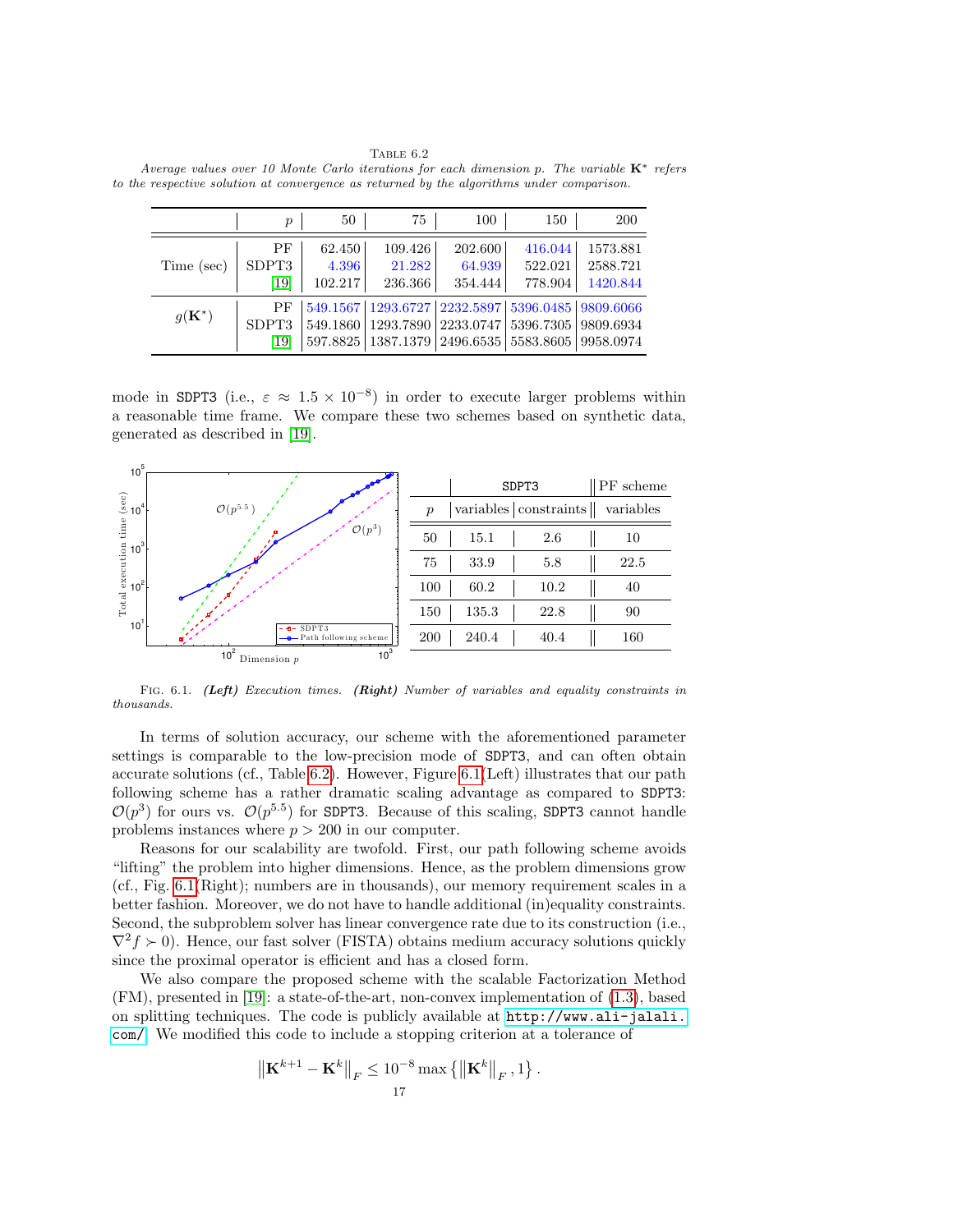Table 6.2

*Average values over 10 Monte Carlo iterations for each dimension p. The variable $\mathbf{K}^*$ refers to the respective solution at convergence as returned by the algorithms under comparison.*

| | $p$ | 50 | 75 | 100 | 150 | 200 |
|---|---|---|---|---|---|---|
| Time (sec) | PF | 62.450 | 109.426 | 202.600 | 416.044 | 1573.881 |
| | SDPT3 | 4.396 | 21.282 | 64.939 | 522.021 | 2588.721 |
| | [19] | 102.217 | 236.366 | 354.444 | 778.904 | 1420.844 |
| $g(\mathbf{K}^*)$ | PF | 549.1567 | 1293.6727 | 2232.5897 | 5396.0485 | 9809.6066 |
| | SDPT3 | 549.1860 | 1293.7890 | 2233.0747 | 5396.7305 | 9809.6934 |
| | [19] | 597.8825 | 1387.1379 | 2496.6535 | 5583.8605 | 9958.0974 |

mode in `SDPT3` (i.e., $\varepsilon \approx 1.5 \times 10^{-8}$) in order to execute larger problems within a reasonable time frame. We compare these two schemes based on synthetic data, generated as described in [19].

| | SDPT3 | | PF scheme |
|---|---|---|---|
| $p$ | variables | constraints | variables |
| 50 | 15.1 | 2.6 | 10 |
| 75 | 33.9 | 5.8 | 22.5 |
| 100 | 60.2 | 10.2 | 40 |
| 150 | 135.3 | 22.8 | 90 |
| 200 | 240.4 | 40.4 | 160 |

Fig. 6.1. ***(Left)*** *Execution times.* ***(Right)*** *Number of variables and equality constraints in thousands.*

In terms of solution accuracy, our scheme with the aforementioned parameter settings is comparable to the low-precision mode of `SDPT3`, and can often obtain accurate solutions (cf., Table 6.2). However, Figure 6.1(Left) illustrates that our path following scheme has a rather dramatic scaling advantage as compared to `SDPT3`: $\mathcal{O}(p^3)$ for ours vs. $\mathcal{O}(p^{5.5})$ for `SDPT3`. Because of this scaling, `SDPT3` cannot handle problems instances where $p > 200$ in our computer.

Reasons for our scalability are twofold. First, our path following scheme avoids "lifting" the problem into higher dimensions. Hence, as the problem dimensions grow (cf., Fig. 6.1(Right); numbers are in thousands), our memory requirement scales in a better fashion. Moreover, we do not have to handle additional (in)equality constraints. Second, the subproblem solver has linear convergence rate due to its construction (i.e., $\nabla^2 f \succ 0$). Hence, our fast solver (FISTA) obtains medium accuracy solutions quickly since the proximal operator is efficient and has a closed form.

We also compare the proposed scheme with the scalable Factorization Method (FM), presented in [19]: a state-of-the-art, non-convex implementation of (1.3), based on splitting techniques. The code is publicly available at `http://www.ali-jalali.com/`. We modified this code to include a stopping criterion at a tolerance of

$$\left\|\mathbf{K}^{k+1} - \mathbf{K}^k\right\|_F \leq 10^{-8} \max\left\{\left\|\mathbf{K}^k\right\|_F, 1\right\}.$$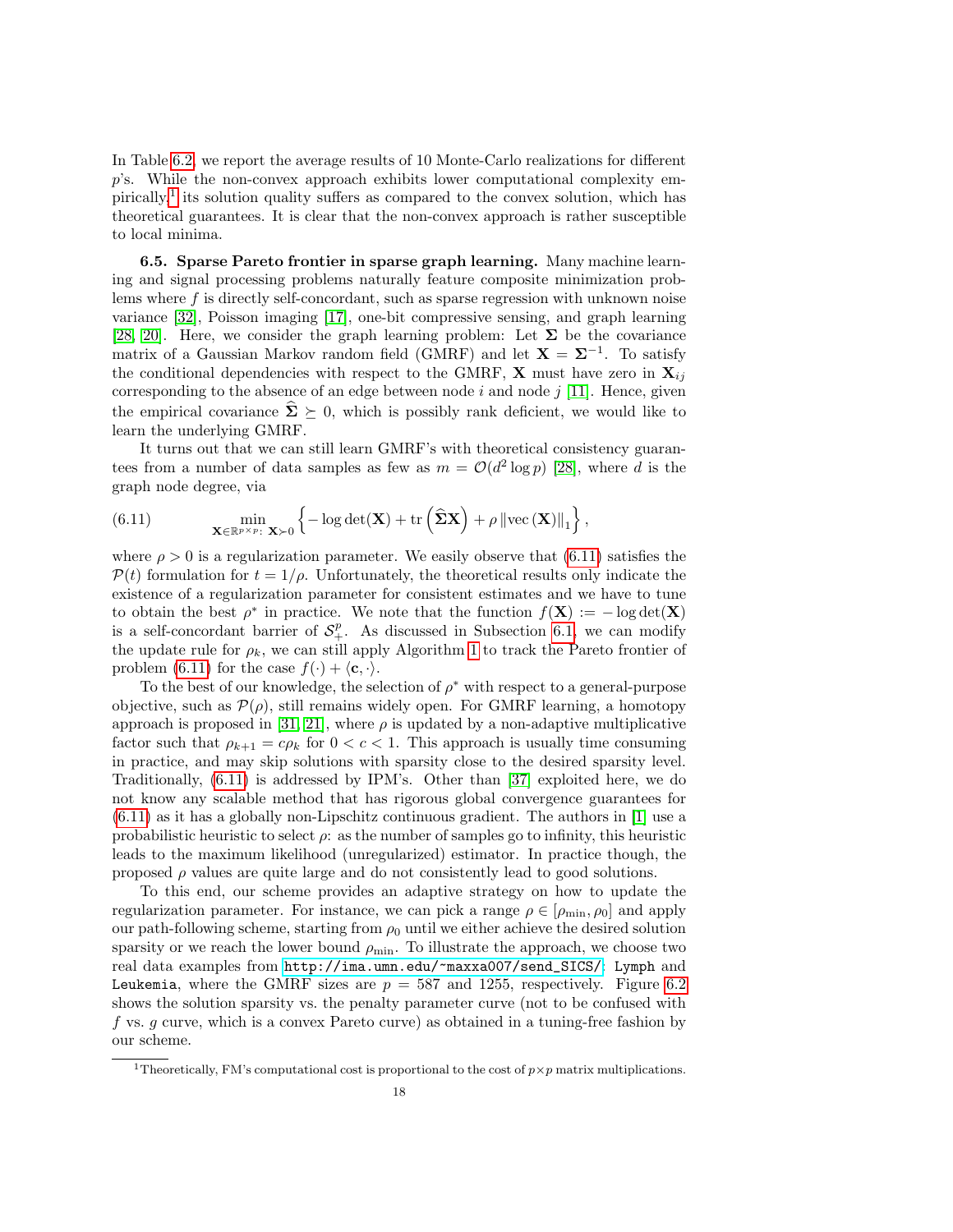In Table 6.2, we report the average results of 10 Monte-Carlo realizations for different $p$'s. While the non-convex approach exhibits lower computational complexity empirically,[1] its solution quality suffers as compared to the convex solution, which has theoretical guarantees. It is clear that the non-convex approach is rather susceptible to local minima.

**6.5. Sparse Pareto frontier in sparse graph learning.** Many machine learning and signal processing problems naturally feature composite minimization problems where $f$ is directly self-concordant, such as sparse regression with unknown noise variance [32], Poisson imaging [17], one-bit compressive sensing, and graph learning [28, 20]. Here, we consider the graph learning problem: Let $\boldsymbol{\Sigma}$ be the covariance matrix of a Gaussian Markov random field (GMRF) and let $\mathbf{X} = \boldsymbol{\Sigma}^{-1}$. To satisfy the conditional dependencies with respect to the GMRF, $\mathbf{X}$ must have zero in $\mathbf{X}_{ij}$ corresponding to the absence of an edge between node $i$ and node $j$ [11]. Hence, given the empirical covariance $\widehat{\boldsymbol{\Sigma}} \succeq 0$, which is possibly rank deficient, we would like to learn the underlying GMRF.

It turns out that we can still learn GMRF's with theoretical consistency guarantees from a number of data samples as few as $m = \mathcal{O}(d^2 \log p)$ [28], where $d$ is the graph node degree, via

$$
\min_{\mathbf{X} \in \mathbb{R}^{p \times p}:\, \mathbf{X} \succ 0} \left\{ -\log\det(\mathbf{X}) + \operatorname{tr}\left(\widehat{\boldsymbol{\Sigma}}\mathbf{X}\right) + \rho \left\|\operatorname{vec}\left(\mathbf{X}\right)\right\|_1 \right\}, \tag{6.11}
$$

where $\rho > 0$ is a regularization parameter. We easily observe that (6.11) satisfies the $\mathcal{P}(t)$ formulation for $t = 1/\rho$. Unfortunately, the theoretical results only indicate the existence of a regularization parameter for consistent estimates and we have to tune to obtain the best $\rho^*$ in practice. We note that the function $f(\mathbf{X}) := -\log\det(\mathbf{X})$ is a self-concordant barrier of $\mathcal{S}^p_+$. As discussed in Subsection 6.1, we can modify the update rule for $\rho_k$, we can still apply Algorithm 1 to track the Pareto frontier of problem (6.11) for the case $f(\cdot) + \langle \mathbf{c}, \cdot \rangle$.

To the best of our knowledge, the selection of $\rho^*$ with respect to a general-purpose objective, such as $\mathcal{P}(\rho)$, still remains widely open. For GMRF learning, a homotopy approach is proposed in [31, 21], where $\rho$ is updated by a non-adaptive multiplicative factor such that $\rho_{k+1} = c\rho_k$ for $0 < c < 1$. This approach is usually time consuming in practice, and may skip solutions with sparsity close to the desired sparsity level. Traditionally, (6.11) is addressed by IPM's. Other than [37] exploited here, we do not know any scalable method that has rigorous global convergence guarantees for (6.11) as it has a globally non-Lipschitz continuous gradient. The authors in [1] use a probabilistic heuristic to select $\rho$: as the number of samples go to infinity, this heuristic leads to the maximum likelihood (unregularized) estimator. In practice though, the proposed $\rho$ values are quite large and do not consistently lead to good solutions.

To this end, our scheme provides an adaptive strategy on how to update the regularization parameter. For instance, we can pick a range $\rho \in [\rho_{\min}, \rho_0]$ and apply our path-following scheme, starting from $\rho_0$ until we either achieve the desired solution sparsity or we reach the lower bound $\rho_{\min}$. To illustrate the approach, we choose two real data examples from http://ima.umn.edu/~maxxa007/send_SICS/: `Lymph` and `Leukemia`, where the GMRF sizes are $p = 587$ and $1255$, respectively. Figure 6.2 shows the solution sparsity vs. the penalty parameter curve (not to be confused with $f$ vs. $g$ curve, which is a convex Pareto curve) as obtained in a tuning-free fashion by our scheme.

[1] Theoretically, FM's computational cost is proportional to the cost of $p \times p$ matrix multiplications.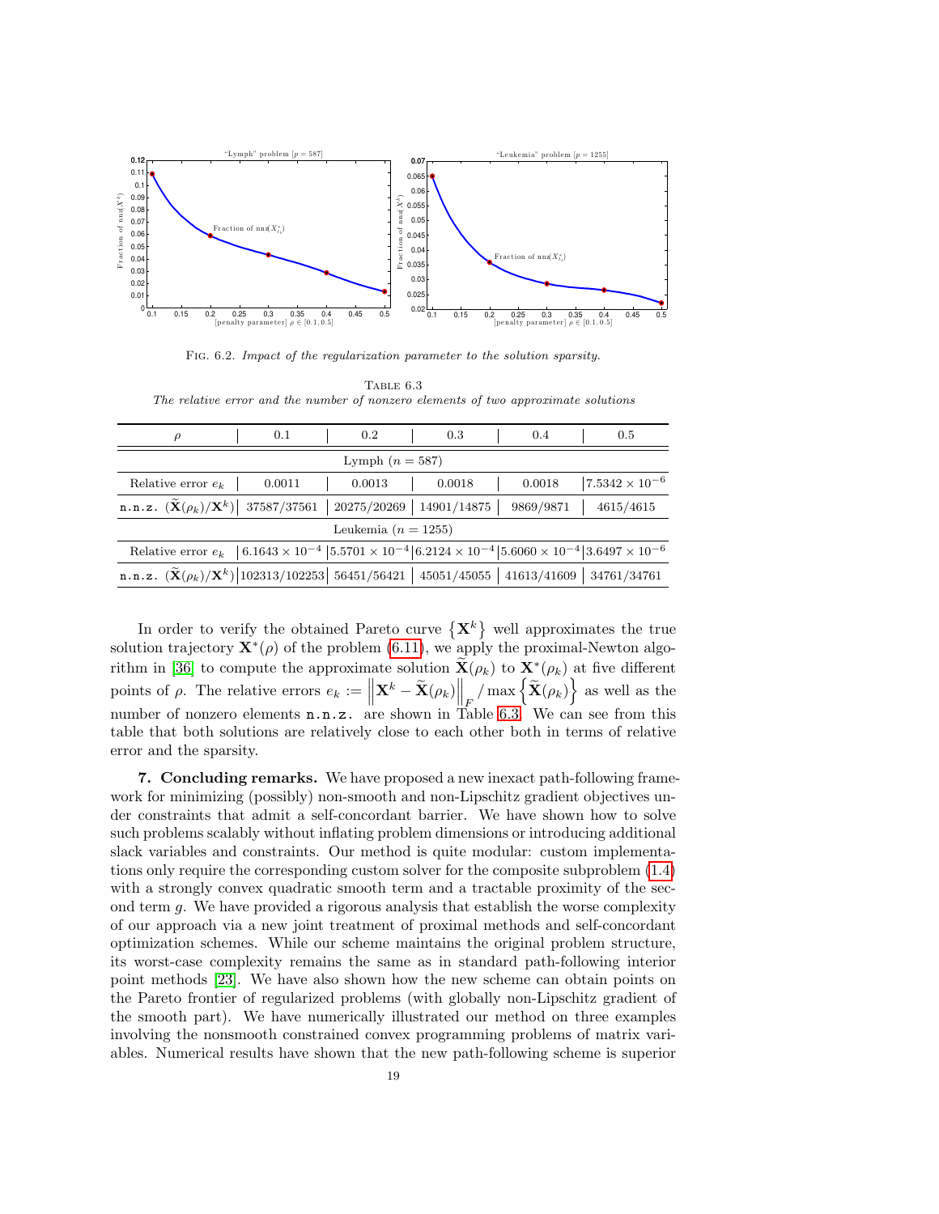FIG. 6.2. *Impact of the regularization parameter to the solution sparsity.*

TABLE 6.3
*The relative error and the number of nonzero elements of two approximate solutions*

| $\rho$ | 0.1 | 0.2 | 0.3 | 0.4 | 0.5 |
|---|---|---|---|---|---|
| Lymph ($n = 587$) | | | | | |
| Relative error $e_k$ | 0.0011 | 0.0013 | 0.0018 | 0.0018 | $7.5342 \times 10^{-6}$ |
| `n.n.z.` $(\widetilde{\mathbf{X}}(\rho_k)/\mathbf{X}^k)$ | 37587/37561 | 20275/20269 | 14901/14875 | 9869/9871 | 4615/4615 |
| Leukemia ($n = 1255$) | | | | | |
| Relative error $e_k$ | $6.1643 \times 10^{-4}$ | $5.5701 \times 10^{-4}$ | $6.2124 \times 10^{-4}$ | $5.6060 \times 10^{-4}$ | $3.6497 \times 10^{-6}$ |
| `n.n.z.` $(\widetilde{\mathbf{X}}(\rho_k)/\mathbf{X}^k)$ | 102313/102253 | 56451/56421 | 45051/45055 | 41613/41609 | 34761/34761 |

In order to verify the obtained Pareto curve $\{\mathbf{X}^k\}$ well approximates the true solution trajectory $\mathbf{X}^*(\rho)$ of the problem (6.11), we apply the proximal-Newton algorithm in [36] to compute the approximate solution $\widetilde{\mathbf{X}}(\rho_k)$ to $\mathbf{X}^*(\rho_k)$ at five different points of $\rho$. The relative errors $e_k := \left\|\mathbf{X}^k - \widetilde{\mathbf{X}}(\rho_k)\right\|_F / \max\left\{\widetilde{\mathbf{X}}(\rho_k)\right\}$ as well as the number of nonzero elements `n.n.z.` are shown in Table 6.3. We can see from this table that both solutions are relatively close to each other both in terms of relative error and the sparsity.

**7. Concluding remarks.** We have proposed a new inexact path-following framework for minimizing (possibly) non-smooth and non-Lipschitz gradient objectives under constraints that admit a self-concordant barrier. We have shown how to solve such problems scalably without inflating problem dimensions or introducing additional slack variables and constraints. Our method is quite modular: custom implementations only require the corresponding custom solver for the composite subproblem (1.4) with a strongly convex quadratic smooth term and a tractable proximity of the second term $g$. We have provided a rigorous analysis that establish the worse complexity of our approach via a new joint treatment of proximal methods and self-concordant optimization schemes. While our scheme maintains the original problem structure, its worst-case complexity remains the same as in standard path-following interior point methods [23]. We have also shown how the new scheme can obtain points on the Pareto frontier of regularized problems (with globally non-Lipschitz gradient of the smooth part). We have numerically illustrated our method on three examples involving the nonsmooth constrained convex programming problems of matrix variables. Numerical results have shown that the new path-following scheme is superior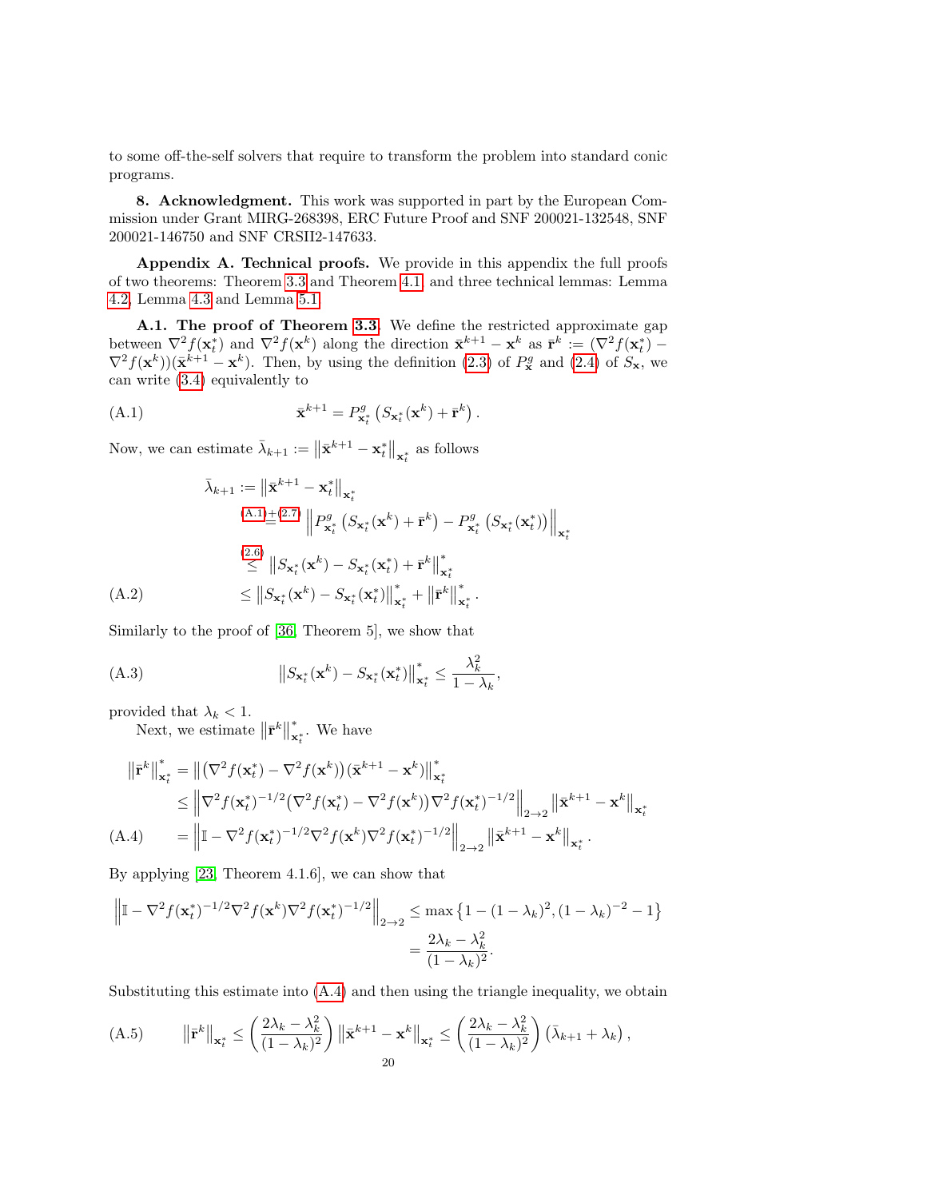to some off-the-self solvers that require to transform the problem into standard conic programs.

**8. Acknowledgment.** This work was supported in part by the European Commission under Grant MIRG-268398, ERC Future Proof and SNF 200021-132548, SNF 200021-146750 and SNF CRSII2-147633.

**Appendix A. Technical proofs.** We provide in this appendix the full proofs of two theorems: Theorem 3.3 and Theorem 4.1, and three technical lemmas: Lemma 4.2, Lemma 4.3 and Lemma 5.1.

**A.1. The proof of Theorem 3.3.** We define the restricted approximate gap between $\nabla^2 f(\mathbf{x}_t^*)$ and $\nabla^2 f(\mathbf{x}^k)$ along the direction $\bar{\mathbf{x}}^{k+1} - \mathbf{x}^k$ as $\bar{\mathbf{r}}^k := (\nabla^2 f(\mathbf{x}_t^*) - \nabla^2 f(\mathbf{x}^k))(\bar{\mathbf{x}}^{k+1} - \mathbf{x}^k)$. Then, by using the definition (2.3) of $P^g_{\mathbf{x}}$ and (2.4) of $S_{\mathbf{x}}$, we can write (3.4) equivalently to

$$\bar{\mathbf{x}}^{k+1} = P^g_{\mathbf{x}_t^*}\left(S_{\mathbf{x}_t^*}(\mathbf{x}^k) + \bar{\mathbf{r}}^k\right). \tag{A.1}$$

Now, we can estimate $\bar{\lambda}_{k+1} := \left\|\bar{\mathbf{x}}^{k+1} - \mathbf{x}_t^*\right\|_{\mathbf{x}_t^*}$ as follows

$$\begin{aligned}
\bar{\lambda}_{k+1} &:= \left\|\bar{\mathbf{x}}^{k+1} - \mathbf{x}_t^*\right\|_{\mathbf{x}_t^*} \\
&\overset{(A.1)+(2.7)}{=} \left\|P^g_{\mathbf{x}_t^*}\left(S_{\mathbf{x}_t^*}(\mathbf{x}^k) + \bar{\mathbf{r}}^k\right) - P^g_{\mathbf{x}_t^*}\left(S_{\mathbf{x}_t^*}(\mathbf{x}_t^*)\right)\right\|_{\mathbf{x}_t^*} \\
&\overset{(2.6)}{\le} \left\|S_{\mathbf{x}_t^*}(\mathbf{x}^k) - S_{\mathbf{x}_t^*}(\mathbf{x}_t^*) + \bar{\mathbf{r}}^k\right\|^*_{\mathbf{x}_t^*} \\
&\le \left\|S_{\mathbf{x}_t^*}(\mathbf{x}^k) - S_{\mathbf{x}_t^*}(\mathbf{x}_t^*)\right\|^*_{\mathbf{x}_t^*} + \left\|\bar{\mathbf{r}}^k\right\|^*_{\mathbf{x}_t^*}.
\end{aligned} \tag{A.2}$$

Similarly to the proof of [36, Theorem 5], we show that

$$\left\|S_{\mathbf{x}_t^*}(\mathbf{x}^k) - S_{\mathbf{x}_t^*}(\mathbf{x}_t^*)\right\|^*_{\mathbf{x}_t^*} \le \frac{\lambda_k^2}{1-\lambda_k}, \tag{A.3}$$

provided that $\lambda_k < 1$.

Next, we estimate $\left\|\bar{\mathbf{r}}^k\right\|^*_{\mathbf{x}_t^*}$. We have

$$\begin{aligned}
\left\|\bar{\mathbf{r}}^k\right\|^*_{\mathbf{x}_t^*} &= \left\|\left(\nabla^2 f(\mathbf{x}_t^*) - \nabla^2 f(\mathbf{x}^k)\right)(\bar{\mathbf{x}}^{k+1} - \mathbf{x}^k)\right\|^*_{\mathbf{x}_t^*} \\
&\le \left\|\nabla^2 f(\mathbf{x}_t^*)^{-1/2}\left(\nabla^2 f(\mathbf{x}_t^*) - \nabla^2 f(\mathbf{x}^k)\right)\nabla^2 f(\mathbf{x}_t^*)^{-1/2}\right\|_{2\to 2}\left\|\bar{\mathbf{x}}^{k+1} - \mathbf{x}^k\right\|_{\mathbf{x}_t^*} \\
&= \left\|\mathbb{I} - \nabla^2 f(\mathbf{x}_t^*)^{-1/2}\nabla^2 f(\mathbf{x}^k)\nabla^2 f(\mathbf{x}_t^*)^{-1/2}\right\|_{2\to 2}\left\|\bar{\mathbf{x}}^{k+1} - \mathbf{x}^k\right\|_{\mathbf{x}_t^*}.
\end{aligned} \tag{A.4}$$

By applying [23, Theorem 4.1.6], we can show that

$$\begin{aligned}
\left\|\mathbb{I} - \nabla^2 f(\mathbf{x}_t^*)^{-1/2}\nabla^2 f(\mathbf{x}^k)\nabla^2 f(\mathbf{x}_t^*)^{-1/2}\right\|_{2\to 2} &\le \max\left\{1 - (1-\lambda_k)^2, (1-\lambda_k)^{-2} - 1\right\} \\
&= \frac{2\lambda_k - \lambda_k^2}{(1-\lambda_k)^2}.
\end{aligned}$$

Substituting this estimate into (A.4) and then using the triangle inequality, we obtain

$$\left\|\bar{\mathbf{r}}^k\right\|_{\mathbf{x}_t^*} \le \left(\frac{2\lambda_k - \lambda_k^2}{(1-\lambda_k)^2}\right)\left\|\bar{\mathbf{x}}^{k+1} - \mathbf{x}^k\right\|_{\mathbf{x}_t^*} \le \left(\frac{2\lambda_k - \lambda_k^2}{(1-\lambda_k)^2}\right)\left(\bar{\lambda}_{k+1} + \lambda_k\right), \tag{A.5}$$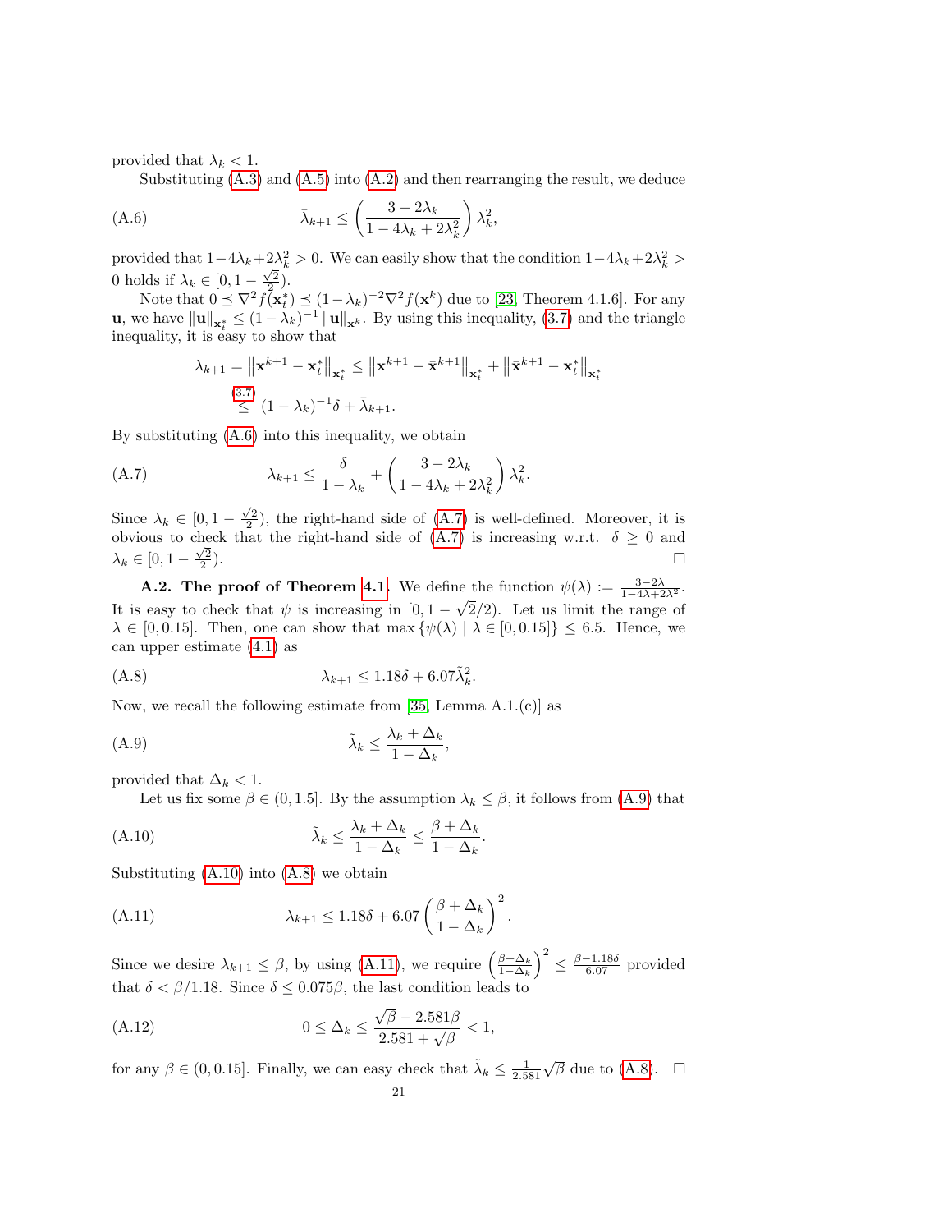provided that $\lambda_k < 1$.

Substituting (A.3) and (A.5) into (A.2) and then rearranging the result, we deduce

$$\bar{\lambda}_{k+1} \leq \left(\frac{3 - 2\lambda_k}{1 - 4\lambda_k + 2\lambda_k^2}\right)\lambda_k^2, \tag{A.6}$$

provided that $1 - 4\lambda_k + 2\lambda_k^2 > 0$. We can easily show that the condition $1 - 4\lambda_k + 2\lambda_k^2 > 0$ holds if $\lambda_k \in [0, 1 - \frac{\sqrt{2}}{2})$.

Note that $0 \preceq \nabla^2 f(\mathbf{x}_t^*) \preceq (1 - \lambda_k)^{-2}\nabla^2 f(\mathbf{x}^k)$ due to [23, Theorem 4.1.6]. For any $\mathbf{u}$, we have $\|\mathbf{u}\|_{\mathbf{x}_t^*} \leq (1 - \lambda_k)^{-1}\|\mathbf{u}\|_{\mathbf{x}^k}$. By using this inequality, (3.7) and the triangle inequality, it is easy to show that

$$\begin{aligned}
\lambda_{k+1} = \left\|\mathbf{x}^{k+1} - \mathbf{x}_t^*\right\|_{\mathbf{x}_t^*} &\leq \left\|\mathbf{x}^{k+1} - \bar{\mathbf{x}}^{k+1}\right\|_{\mathbf{x}_t^*} + \left\|\bar{\mathbf{x}}^{k+1} - \mathbf{x}_t^*\right\|_{\mathbf{x}_t^*} \\
&\overset{(3.7)}{\leq} (1 - \lambda_k)^{-1}\delta + \bar{\lambda}_{k+1}.
\end{aligned}$$

By substituting (A.6) into this inequality, we obtain

$$\lambda_{k+1} \leq \frac{\delta}{1 - \lambda_k} + \left(\frac{3 - 2\lambda_k}{1 - 4\lambda_k + 2\lambda_k^2}\right)\lambda_k^2. \tag{A.7}$$

Since $\lambda_k \in [0, 1 - \frac{\sqrt{2}}{2})$, the right-hand side of (A.7) is well-defined. Moreover, it is obvious to check that the right-hand side of (A.7) is increasing w.r.t. $\delta \geq 0$ and $\lambda_k \in [0, 1 - \frac{\sqrt{2}}{2})$. $\square$

**A.2. The proof of Theorem 4.1.** We define the function $\psi(\lambda) := \frac{3-2\lambda}{1-4\lambda+2\lambda^2}$. It is easy to check that $\psi$ is increasing in $[0, 1 - \sqrt{2}/2)$. Let us limit the range of $\lambda \in [0, 0.15]$. Then, one can show that $\max\{\psi(\lambda) \mid \lambda \in [0, 0.15]\} \leq 6.5$. Hence, we can upper estimate (4.1) as

$$\lambda_{k+1} \leq 1.18\delta + 6.07\tilde{\lambda}_k^2. \tag{A.8}$$

Now, we recall the following estimate from [35, Lemma A.1.(c)] as

$$\tilde{\lambda}_k \leq \frac{\lambda_k + \Delta_k}{1 - \Delta_k}, \tag{A.9}$$

provided that $\Delta_k < 1$.

Let us fix some $\beta \in (0, 1.5]$. By the assumption $\lambda_k \leq \beta$, it follows from (A.9) that

$$\tilde{\lambda}_k \leq \frac{\lambda_k + \Delta_k}{1 - \Delta_k} \leq \frac{\beta + \Delta_k}{1 - \Delta_k}. \tag{A.10}$$

Substituting (A.10) into (A.8) we obtain

$$\lambda_{k+1} \leq 1.18\delta + 6.07\left(\frac{\beta + \Delta_k}{1 - \Delta_k}\right)^2. \tag{A.11}$$

Since we desire $\lambda_{k+1} \leq \beta$, by using (A.11), we require $\left(\frac{\beta + \Delta_k}{1 - \Delta_k}\right)^2 \leq \frac{\beta - 1.18\delta}{6.07}$ provided that $\delta < \beta/1.18$. Since $\delta \leq 0.075\beta$, the last condition leads to

$$0 \leq \Delta_k \leq \frac{\sqrt{\beta} - 2.581\beta}{2.581 + \sqrt{\beta}} < 1, \tag{A.12}$$

for any $\beta \in (0, 0.15]$. Finally, we can easy check that $\tilde{\lambda}_k \leq \frac{1}{2.581}\sqrt{\beta}$ due to (A.8). $\square$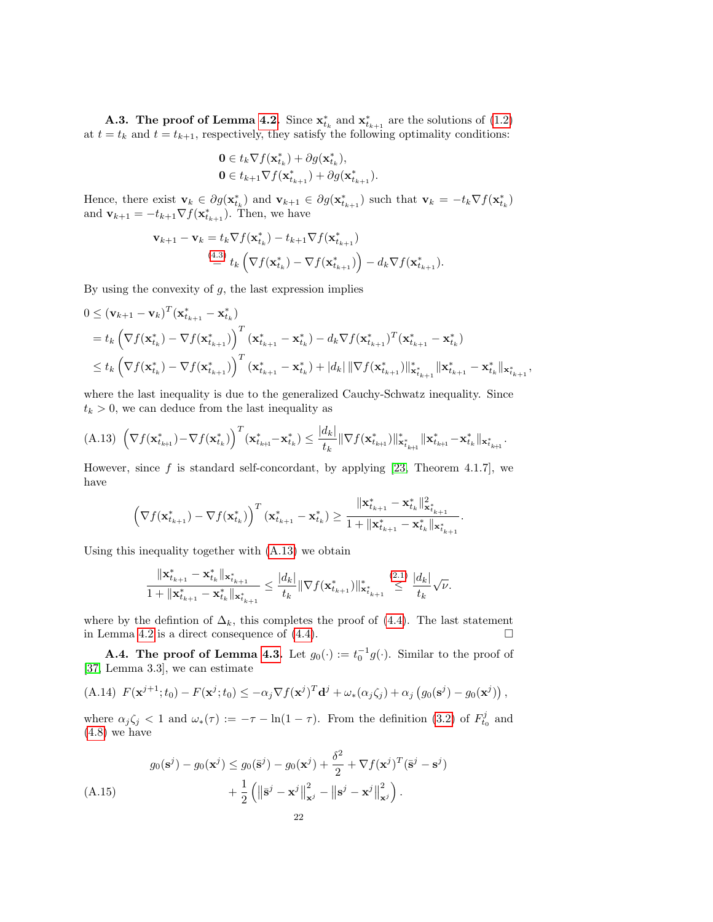**A.3. The proof of Lemma 4.2.** Since $\mathbf{x}^*_{t_k}$ and $\mathbf{x}^*_{t_{k+1}}$ are the solutions of (1.2) at $t = t_k$ and $t = t_{k+1}$, respectively, they satisfy the following optimality conditions:

$$\mathbf{0} \in t_k \nabla f(\mathbf{x}^*_{t_k}) + \partial g(\mathbf{x}^*_{t_k}),$$
$$\mathbf{0} \in t_{k+1} \nabla f(\mathbf{x}^*_{t_{k+1}}) + \partial g(\mathbf{x}^*_{t_{k+1}}).$$

Hence, there exist $\mathbf{v}_k \in \partial g(\mathbf{x}^*_{t_k})$ and $\mathbf{v}_{k+1} \in \partial g(\mathbf{x}^*_{t_{k+1}})$ such that $\mathbf{v}_k = -t_k \nabla f(\mathbf{x}^*_{t_k})$ and $\mathbf{v}_{k+1} = -t_{k+1} \nabla f(\mathbf{x}^*_{t_{k+1}})$. Then, we have

$$\begin{aligned}
\mathbf{v}_{k+1} - \mathbf{v}_k &= t_k \nabla f(\mathbf{x}^*_{t_k}) - t_{k+1} \nabla f(\mathbf{x}^*_{t_{k+1}}) \\
&\overset{(4.3)}{=} t_k \left( \nabla f(\mathbf{x}^*_{t_k}) - \nabla f(\mathbf{x}^*_{t_{k+1}}) \right) - d_k \nabla f(\mathbf{x}^*_{t_{k+1}}).
\end{aligned}$$

By using the convexity of $g$, the last expression implies

$$\begin{aligned}
0 &\le (\mathbf{v}_{k+1} - \mathbf{v}_k)^T (\mathbf{x}^*_{t_{k+1}} - \mathbf{x}^*_{t_k}) \\
&= t_k \left( \nabla f(\mathbf{x}^*_{t_k}) - \nabla f(\mathbf{x}^*_{t_{k+1}}) \right)^T (\mathbf{x}^*_{t_{k+1}} - \mathbf{x}^*_{t_k}) - d_k \nabla f(\mathbf{x}^*_{t_{k+1}})^T (\mathbf{x}^*_{t_{k+1}} - \mathbf{x}^*_{t_k}) \\
&\le t_k \left( \nabla f(\mathbf{x}^*_{t_k}) - \nabla f(\mathbf{x}^*_{t_{k+1}}) \right)^T (\mathbf{x}^*_{t_{k+1}} - \mathbf{x}^*_{t_k}) + |d_k| \, \|\nabla f(\mathbf{x}^*_{t_{k+1}})\|^*_{\mathbf{x}^*_{t_{k+1}}} \|\mathbf{x}^*_{t_{k+1}} - \mathbf{x}^*_{t_k}\|_{\mathbf{x}^*_{t_{k+1}}},
\end{aligned}$$

where the last inequality is due to the generalized Cauchy-Schwatz inequality. Since $t_k > 0$, we can deduce from the last inequality as

$$\text{(A.13)} \quad \left( \nabla f(\mathbf{x}^*_{t_{k+1}}) - \nabla f(\mathbf{x}^*_{t_k}) \right)^T (\mathbf{x}^*_{t_{k+1}} - \mathbf{x}^*_{t_k}) \le \frac{|d_k|}{t_k} \|\nabla f(\mathbf{x}^*_{t_{k+1}})\|^*_{\mathbf{x}^*_{t_{k+1}}} \|\mathbf{x}^*_{t_{k+1}} - \mathbf{x}^*_{t_k}\|_{\mathbf{x}^*_{t_{k+1}}}.$$

However, since $f$ is standard self-concordant, by applying [23, Theorem 4.1.7], we have

$$\left( \nabla f(\mathbf{x}^*_{t_{k+1}}) - \nabla f(\mathbf{x}^*_{t_k}) \right)^T (\mathbf{x}^*_{t_{k+1}} - \mathbf{x}^*_{t_k}) \ge \frac{\|\mathbf{x}^*_{t_{k+1}} - \mathbf{x}^*_{t_k}\|^2_{\mathbf{x}^*_{t_{k+1}}}}{1 + \|\mathbf{x}^*_{t_{k+1}} - \mathbf{x}^*_{t_k}\|_{\mathbf{x}^*_{t_{k+1}}}}.$$

Using this inequality together with (A.13) we obtain

$$\frac{\|\mathbf{x}^*_{t_{k+1}} - \mathbf{x}^*_{t_k}\|_{\mathbf{x}^*_{t_{k+1}}}}{1 + \|\mathbf{x}^*_{t_{k+1}} - \mathbf{x}^*_{t_k}\|_{\mathbf{x}^*_{t_{k+1}}}} \le \frac{|d_k|}{t_k} \|\nabla f(\mathbf{x}^*_{t_{k+1}})\|^*_{\mathbf{x}^*_{t_{k+1}}} \overset{(2.1)}{\le} \frac{|d_k|}{t_k} \sqrt{\nu}.$$

where by the defintion of $\Delta_k$, this completes the proof of (4.4). The last statement in Lemma 4.2 is a direct consequence of (4.4). $\square$

**A.4. The proof of Lemma 4.3.** Let $g_0(\cdot) := t_0^{-1} g(\cdot)$. Similar to the proof of [37, Lemma 3.3], we can estimate

$$\text{(A.14)} \quad F(\mathbf{x}^{j+1}; t_0) - F(\mathbf{x}^j; t_0) \le -\alpha_j \nabla f(\mathbf{x}^j)^T \mathbf{d}^j + \omega_*(\alpha_j \zeta_j) + \alpha_j \left( g_0(\mathbf{s}^j) - g_0(\mathbf{x}^j) \right),$$

where $\alpha_j \zeta_j < 1$ and $\omega_*(\tau) := -\tau - \ln(1 - \tau)$. From the definition (3.2) of $F^j_{t_0}$ and (4.8) we have

$$\begin{aligned}
g_0(\mathbf{s}^j) - g_0(\mathbf{x}^j) &\le g_0(\bar{\mathbf{s}}^j) - g_0(\mathbf{x}^j) + \frac{\delta^2}{2} + \nabla f(\mathbf{x}^j)^T (\bar{\mathbf{s}}^j - \mathbf{s}^j) \\
&\quad + \frac{1}{2} \left( \|\bar{\mathbf{s}}^j - \mathbf{x}^j\|^2_{\mathbf{x}^j} - \|\mathbf{s}^j - \mathbf{x}^j\|^2_{\mathbf{x}^j} \right).
\end{aligned} \quad \text{(A.15)}$$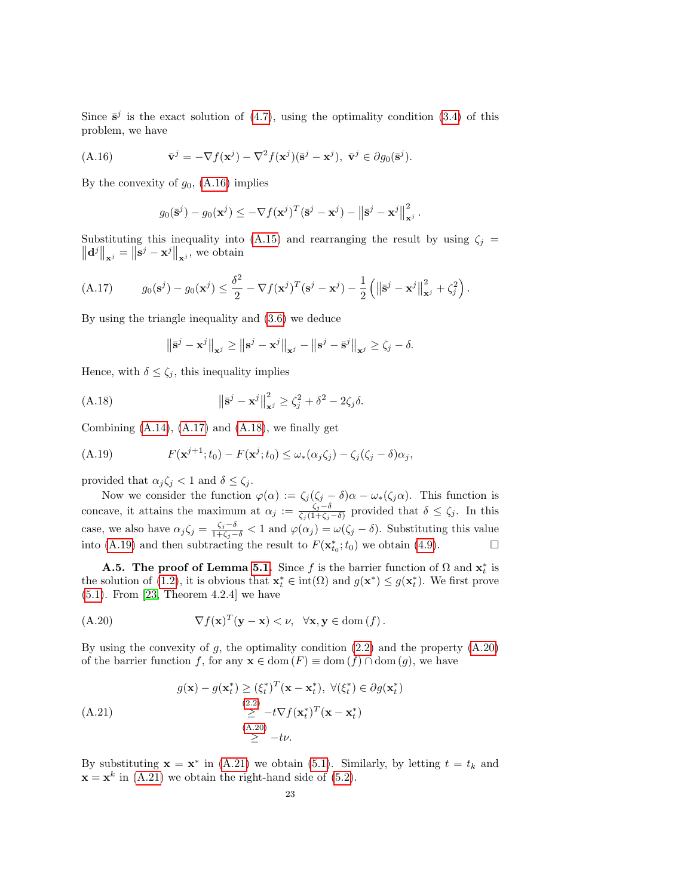Since $\bar{\mathbf{s}}^j$ is the exact solution of (4.7), using the optimality condition (3.4) of this problem, we have

$$
\bar{\mathbf{v}}^j = -\nabla f(\mathbf{x}^j) - \nabla^2 f(\mathbf{x}^j)(\bar{\mathbf{s}}^j - \mathbf{x}^j), \ \bar{\mathbf{v}}^j \in \partial g_0(\bar{\mathbf{s}}^j). \tag{A.16}
$$

By the convexity of $g_0$, (A.16) implies

$$
g_0(\bar{\mathbf{s}}^j) - g_0(\mathbf{x}^j) \leq -\nabla f(\mathbf{x}^j)^T(\bar{\mathbf{s}}^j - \mathbf{x}^j) - \left\|\bar{\mathbf{s}}^j - \mathbf{x}^j\right\|_{\mathbf{x}^j}^2.
$$

Substituting this inequality into (A.15) and rearranging the result by using $\zeta_j = \left\|\mathbf{d}^j\right\|_{\mathbf{x}^j} = \left\|\mathbf{s}^j - \mathbf{x}^j\right\|_{\mathbf{x}^j}$, we obtain

$$
g_0(\mathbf{s}^j) - g_0(\mathbf{x}^j) \leq \frac{\delta^2}{2} - \nabla f(\mathbf{x}^j)^T(\mathbf{s}^j - \mathbf{x}^j) - \frac{1}{2}\left(\left\|\bar{\mathbf{s}}^j - \mathbf{x}^j\right\|_{\mathbf{x}^j}^2 + \zeta_j^2\right). \tag{A.17}
$$

By using the triangle inequality and (3.6) we deduce

$$
\left\|\bar{\mathbf{s}}^j - \mathbf{x}^j\right\|_{\mathbf{x}^j} \geq \left\|\mathbf{s}^j - \mathbf{x}^j\right\|_{\mathbf{x}^j} - \left\|\mathbf{s}^j - \bar{\mathbf{s}}^j\right\|_{\mathbf{x}^j} \geq \zeta_j - \delta.
$$

Hence, with $\delta \leq \zeta_j$, this inequality implies

$$
\left\|\bar{\mathbf{s}}^j - \mathbf{x}^j\right\|_{\mathbf{x}^j}^2 \geq \zeta_j^2 + \delta^2 - 2\zeta_j\delta. \tag{A.18}
$$

Combining (A.14), (A.17) and (A.18), we finally get

$$
F(\mathbf{x}^{j+1}; t_0) - F(\mathbf{x}^j; t_0) \leq \omega_*(\alpha_j\zeta_j) - \zeta_j(\zeta_j - \delta)\alpha_j, \tag{A.19}
$$

provided that $\alpha_j\zeta_j < 1$ and $\delta \leq \zeta_j$.

Now we consider the function $\varphi(\alpha) := \zeta_j(\zeta_j - \delta)\alpha - \omega_*(\zeta_j\alpha)$. This function is concave, it attains the maximum at $\alpha_j := \frac{\zeta_j - \delta}{\zeta_j(1+\zeta_j-\delta)}$ provided that $\delta \leq \zeta_j$. In this case, we also have $\alpha_j\zeta_j = \frac{\zeta_j - \delta}{1+\zeta_j-\delta} < 1$ and $\varphi(\alpha_j) = \omega(\zeta_j - \delta)$. Substituting this value into (A.19) and then subtracting the result to $F(\mathbf{x}^*_{t_0}; t_0)$ we obtain (4.9). □

**A.5. The proof of Lemma 5.1.** Since $f$ is the barrier function of $\Omega$ and $\mathbf{x}^*_t$ is the solution of (1.2), it is obvious that $\mathbf{x}^*_t \in \mathrm{int}(\Omega)$ and $g(\mathbf{x}^*) \leq g(\mathbf{x}^*_t)$. We first prove (5.1). From [23, Theorem 4.2.4] we have

$$
\nabla f(\mathbf{x})^T(\mathbf{y} - \mathbf{x}) < \nu, \ \ \forall \mathbf{x}, \mathbf{y} \in \mathrm{dom}\,(f)\,. \tag{A.20}
$$

By using the convexity of $g$, the optimality condition (2.2) and the property (A.20) of the barrier function $f$, for any $\mathbf{x} \in \mathrm{dom}\,(F) \equiv \mathrm{dom}\,(f) \cap \mathrm{dom}\,(g)$, we have

$$
\begin{aligned}
g(\mathbf{x}) - g(\mathbf{x}^*_t) &\geq (\xi^*_t)^T(\mathbf{x} - \mathbf{x}^*_t), \ \forall (\xi^*_t) \in \partial g(\mathbf{x}^*_t) \\
&\overset{(2.2)}{\geq} -t\nabla f(\mathbf{x}^*_t)^T(\mathbf{x} - \mathbf{x}^*_t) \\
&\overset{(A.20)}{\geq} -t\nu.
\end{aligned} \tag{A.21}
$$

By substituting $\mathbf{x} = \mathbf{x}^*$ in (A.21) we obtain (5.1). Similarly, by letting $t = t_k$ and $\mathbf{x} = \mathbf{x}^k$ in (A.21) we obtain the right-hand side of (5.2).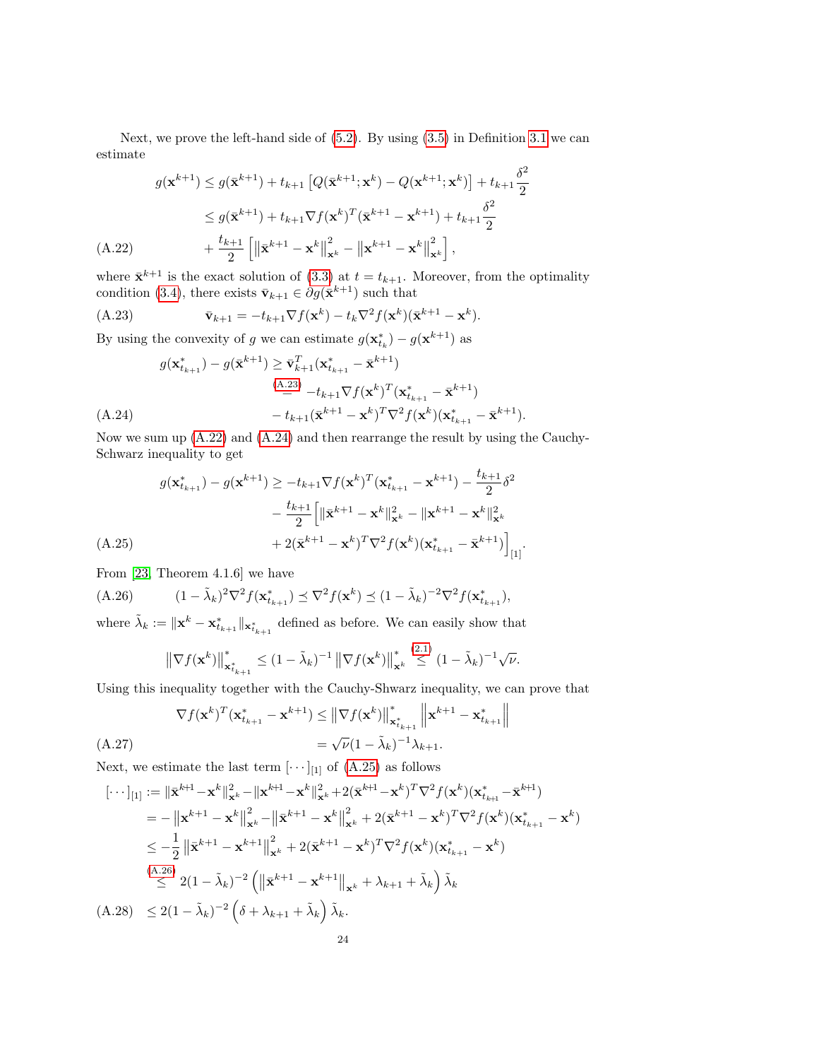Next, we prove the left-hand side of (5.2). By using (3.5) in Definition 3.1 we can estimate

$$
\begin{aligned}
g(\mathbf{x}^{k+1}) &\le g(\bar{\mathbf{x}}^{k+1}) + t_{k+1}\left[Q(\bar{\mathbf{x}}^{k+1};\mathbf{x}^k) - Q(\mathbf{x}^{k+1};\mathbf{x}^k)\right] + t_{k+1}\frac{\delta^2}{2}\\
&\le g(\bar{\mathbf{x}}^{k+1}) + t_{k+1}\nabla f(\mathbf{x}^k)^T(\bar{\mathbf{x}}^{k+1} - \mathbf{x}^{k+1}) + t_{k+1}\frac{\delta^2}{2}\\
&\quad + \frac{t_{k+1}}{2}\left[\left\|\bar{\mathbf{x}}^{k+1} - \mathbf{x}^k\right\|_{\mathbf{x}^k}^2 - \left\|\mathbf{x}^{k+1} - \mathbf{x}^k\right\|_{\mathbf{x}^k}^2\right],
\end{aligned}
\tag{A.22}
$$

where $\bar{\mathbf{x}}^{k+1}$ is the exact solution of (3.3) at $t = t_{k+1}$. Moreover, from the optimality condition (3.4), there exists $\bar{\mathbf{v}}_{k+1} \in \partial g(\bar{\mathbf{x}}^{k+1})$ such that

$$
\bar{\mathbf{v}}_{k+1} = -t_{k+1}\nabla f(\mathbf{x}^k) - t_k\nabla^2 f(\mathbf{x}^k)(\bar{\mathbf{x}}^{k+1} - \mathbf{x}^k). \tag{A.23}
$$

By using the convexity of $g$ we can estimate $g(\mathbf{x}^*_{t_k}) - g(\mathbf{x}^{k+1})$ as

$$
\begin{aligned}
g(\mathbf{x}^*_{t_{k+1}}) - g(\bar{\mathbf{x}}^{k+1}) &\ge \bar{\mathbf{v}}_{k+1}^T(\mathbf{x}^*_{t_{k+1}} - \bar{\mathbf{x}}^{k+1})\\
&\overset{(A.23)}{=} -t_{k+1}\nabla f(\mathbf{x}^k)^T(\mathbf{x}^*_{t_{k+1}} - \bar{\mathbf{x}}^{k+1})\\
&\quad - t_{k+1}(\bar{\mathbf{x}}^{k+1} - \mathbf{x}^k)^T\nabla^2 f(\mathbf{x}^k)(\mathbf{x}^*_{t_{k+1}} - \bar{\mathbf{x}}^{k+1}).
\end{aligned}
\tag{A.24}
$$

Now we sum up (A.22) and (A.24) and then rearrange the result by using the Cauchy-Schwarz inequality to get

$$
\begin{aligned}
g(\mathbf{x}^*_{t_{k+1}}) - g(\mathbf{x}^{k+1}) &\ge -t_{k+1}\nabla f(\mathbf{x}^k)^T(\mathbf{x}^*_{t_{k+1}} - \mathbf{x}^{k+1}) - \frac{t_{k+1}}{2}\delta^2\\
&\quad - \frac{t_{k+1}}{2}\Big[\|\bar{\mathbf{x}}^{k+1} - \mathbf{x}^k\|^2_{\mathbf{x}^k} - \|\mathbf{x}^{k+1} - \mathbf{x}^k\|^2_{\mathbf{x}^k}\\
&\quad + 2(\bar{\mathbf{x}}^{k+1} - \mathbf{x}^k)^T\nabla^2 f(\mathbf{x}^k)(\mathbf{x}^*_{t_{k+1}} - \bar{\mathbf{x}}^{k+1})\Big]_{[1]}.
\end{aligned}
\tag{A.25}
$$

From [23, Theorem 4.1.6] we have

$$
(1 - \tilde{\lambda}_k)^2\nabla^2 f(\mathbf{x}^*_{t_{k+1}}) \preceq \nabla^2 f(\mathbf{x}^k) \preceq (1 - \tilde{\lambda}_k)^{-2}\nabla^2 f(\mathbf{x}^*_{t_{k+1}}), \tag{A.26}
$$

where $\tilde{\lambda}_k := \|\mathbf{x}^k - \mathbf{x}^*_{t_{k+1}}\|_{\mathbf{x}^*_{t_{k+1}}}$ defined as before. We can easily show that

$$
\left\|\nabla f(\mathbf{x}^k)\right\|^*_{\mathbf{x}^*_{t_{k+1}}} \le (1 - \tilde{\lambda}_k)^{-1}\left\|\nabla f(\mathbf{x}^k)\right\|^*_{\mathbf{x}^k} \overset{(2.1)}{\le} (1 - \tilde{\lambda}_k)^{-1}\sqrt{\nu}.
$$

Using this inequality together with the Cauchy-Shwarz inequality, we can prove that

$$
\begin{aligned}
\nabla f(\mathbf{x}^k)^T(\mathbf{x}^*_{t_{k+1}} - \mathbf{x}^{k+1}) &\le \left\|\nabla f(\mathbf{x}^k)\right\|^*_{\mathbf{x}^*_{t_{k+1}}}\left\|\mathbf{x}^{k+1} - \mathbf{x}^*_{t_{k+1}}\right\|\\
&= \sqrt{\nu}(1 - \tilde{\lambda}_k)^{-1}\lambda_{k+1}.
\end{aligned}
\tag{A.27}
$$

Next, we estimate the last term $[\cdots]_{[1]}$ of (A.25) as follows

$$
\begin{aligned}
[\cdots]_{[1]} &:= \|\bar{\mathbf{x}}^{k+1} - \mathbf{x}^k\|^2_{\mathbf{x}^k} - \|\mathbf{x}^{k+1} - \mathbf{x}^k\|^2_{\mathbf{x}^k} + 2(\bar{\mathbf{x}}^{k+1} - \mathbf{x}^k)^T\nabla^2 f(\mathbf{x}^k)(\mathbf{x}^*_{t_{k+1}} - \bar{\mathbf{x}}^{k+1})\\
&= -\left\|\mathbf{x}^{k+1} - \mathbf{x}^k\right\|^2_{\mathbf{x}^k} - \left\|\bar{\mathbf{x}}^{k+1} - \mathbf{x}^k\right\|^2_{\mathbf{x}^k} + 2(\bar{\mathbf{x}}^{k+1} - \mathbf{x}^k)^T\nabla^2 f(\mathbf{x}^k)(\mathbf{x}^*_{t_{k+1}} - \mathbf{x}^k)\\
&\le -\frac{1}{2}\left\|\bar{\mathbf{x}}^{k+1} - \mathbf{x}^{k+1}\right\|^2_{\mathbf{x}^k} + 2(\bar{\mathbf{x}}^{k+1} - \mathbf{x}^k)^T\nabla^2 f(\mathbf{x}^k)(\mathbf{x}^*_{t_{k+1}} - \mathbf{x}^k)\\
&\overset{(A.26)}{\le} 2(1 - \tilde{\lambda}_k)^{-2}\left(\left\|\bar{\mathbf{x}}^{k+1} - \mathbf{x}^{k+1}\right\|_{\mathbf{x}^k} + \lambda_{k+1} + \tilde{\lambda}_k\right)\tilde{\lambda}_k\\
&\le 2(1 - \tilde{\lambda}_k)^{-2}\left(\delta + \lambda_{k+1} + \tilde{\lambda}_k\right)\tilde{\lambda}_k.
\end{aligned}
\tag{A.28}
$$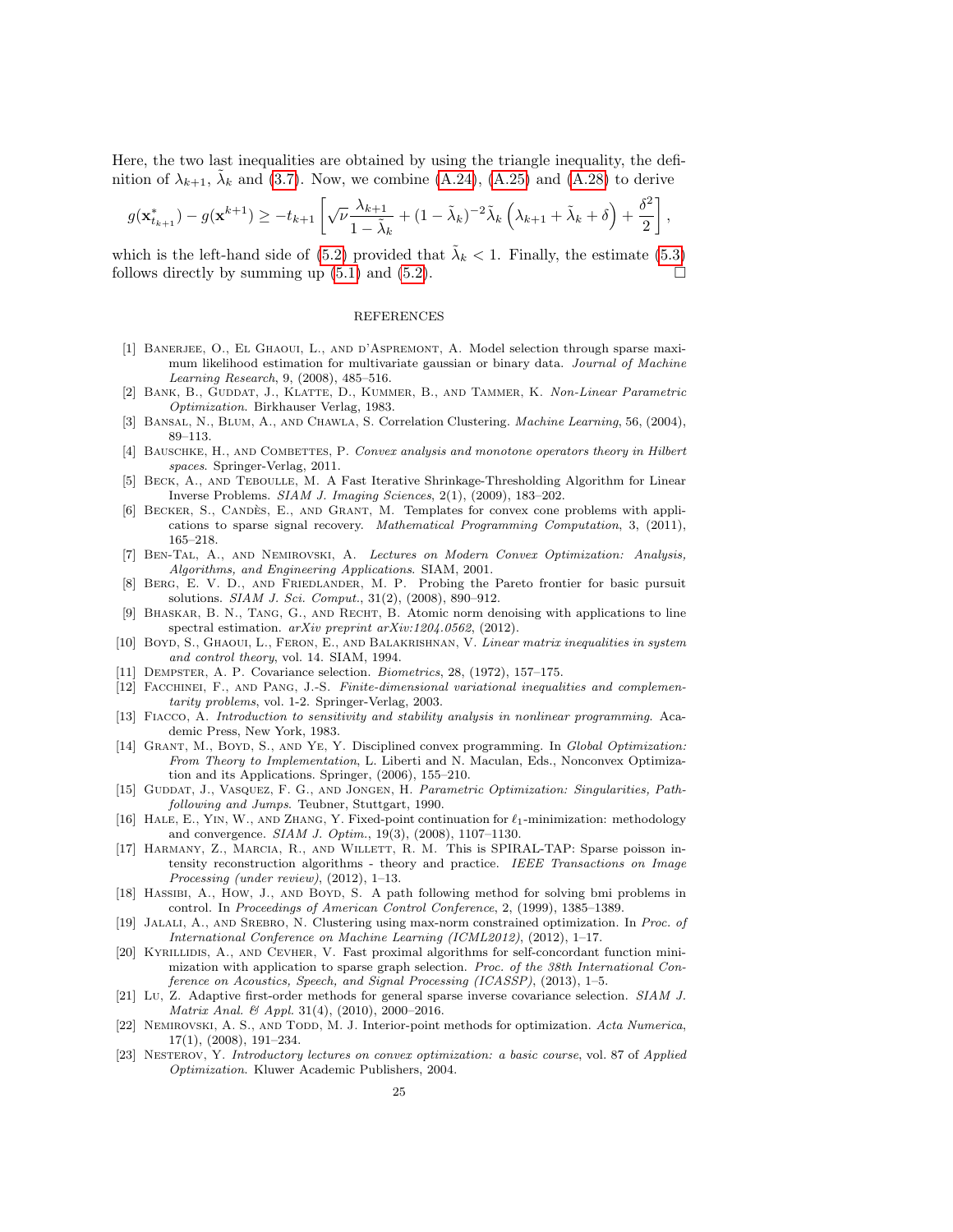Here, the two last inequalities are obtained by using the triangle inequality, the definition of $\lambda_{k+1}$, $\tilde{\lambda}_k$ and (3.7). Now, we combine (A.24), (A.25) and (A.28) to derive

$$g(\mathbf{x}^*_{t_{k+1}}) - g(\mathbf{x}^{k+1}) \geq -t_{k+1}\left[\sqrt{\nu}\frac{\lambda_{k+1}}{1-\tilde{\lambda}_k} + (1-\tilde{\lambda}_k)^{-2}\tilde{\lambda}_k\left(\lambda_{k+1}+\tilde{\lambda}_k+\delta\right) + \frac{\delta^2}{2}\right],$$

which is the left-hand side of (5.2) provided that $\tilde{\lambda}_k < 1$. Finally, the estimate (5.3) follows directly by summing up (5.1) and (5.2). $\square$

## REFERENCES

[1] Banerjee, O., El Ghaoui, L., and d'Aspremont, A. Model selection through sparse maximum likelihood estimation for multivariate gaussian or binary data. *Journal of Machine Learning Research*, 9, (2008), 485–516.

[2] Bank, B., Guddat, J., Klatte, D., Kummer, B., and Tammer, K. *Non-Linear Parametric Optimization*. Birkhauser Verlag, 1983.

[3] Bansal, N., Blum, A., and Chawla, S. Correlation Clustering. *Machine Learning*, 56, (2004), 89–113.

[4] Bauschke, H., and Combettes, P. *Convex analysis and monotone operators theory in Hilbert spaces*. Springer-Verlag, 2011.

[5] Beck, A., and Teboulle, M. A Fast Iterative Shrinkage-Thresholding Algorithm for Linear Inverse Problems. *SIAM J. Imaging Sciences*, 2(1), (2009), 183–202.

[6] Becker, S., Candès, E., and Grant, M. Templates for convex cone problems with applications to sparse signal recovery. *Mathematical Programming Computation*, 3, (2011), 165–218.

[7] Ben-Tal, A., and Nemirovski, A. *Lectures on Modern Convex Optimization: Analysis, Algorithms, and Engineering Applications*. SIAM, 2001.

[8] Berg, E. V. D., and Friedlander, M. P. Probing the Pareto frontier for basic pursuit solutions. *SIAM J. Sci. Comput.*, 31(2), (2008), 890–912.

[9] Bhaskar, B. N., Tang, G., and Recht, B. Atomic norm denoising with applications to line spectral estimation. *arXiv preprint arXiv:1204.0562*, (2012).

[10] Boyd, S., Ghaoui, L., Feron, E., and Balakrishnan, V. *Linear matrix inequalities in system and control theory*, vol. 14. SIAM, 1994.

[11] Dempster, A. P. Covariance selection. *Biometrics*, 28, (1972), 157–175.

[12] Facchinei, F., and Pang, J.-S. *Finite-dimensional variational inequalities and complementarity problems*, vol. 1-2. Springer-Verlag, 2003.

[13] Fiacco, A. *Introduction to sensitivity and stability analysis in nonlinear programming*. Academic Press, New York, 1983.

[14] Grant, M., Boyd, S., and Ye, Y. Disciplined convex programming. In *Global Optimization: From Theory to Implementation*, L. Liberti and N. Maculan, Eds., Nonconvex Optimization and its Applications. Springer, (2006), 155–210.

[15] Guddat, J., Vasquez, F. G., and Jongen, H. *Parametric Optimization: Singularities, Pathfollowing and Jumps*. Teubner, Stuttgart, 1990.

[16] Hale, E., Yin, W., and Zhang, Y. Fixed-point continuation for $\ell_1$-minimization: methodology and convergence. *SIAM J. Optim.*, 19(3), (2008), 1107–1130.

[17] Harmany, Z., Marcia, R., and Willett, R. M. This is SPIRAL-TAP: Sparse poisson intensity reconstruction algorithms - theory and practice. *IEEE Transactions on Image Processing (under review)*, (2012), 1–13.

[18] Hassibi, A., How, J., and Boyd, S. A path following method for solving bmi problems in control. In *Proceedings of American Control Conference*, 2, (1999), 1385–1389.

[19] Jalali, A., and Srebro, N. Clustering using max-norm constrained optimization. In *Proc. of International Conference on Machine Learning (ICML2012)*, (2012), 1–17.

[20] Kyrillidis, A., and Cevher, V. Fast proximal algorithms for self-concordant function minimization with application to sparse graph selection. *Proc. of the 38th International Conference on Acoustics, Speech, and Signal Processing (ICASSP)*, (2013), 1–5.

[21] Lu, Z. Adaptive first-order methods for general sparse inverse covariance selection. *SIAM J. Matrix Anal. & Appl.* 31(4), (2010), 2000–2016.

[22] Nemirovski, A. S., and Todd, M. J. Interior-point methods for optimization. *Acta Numerica*, 17(1), (2008), 191–234.

[23] Nesterov, Y. *Introductory lectures on convex optimization: a basic course*, vol. 87 of *Applied Optimization*. Kluwer Academic Publishers, 2004.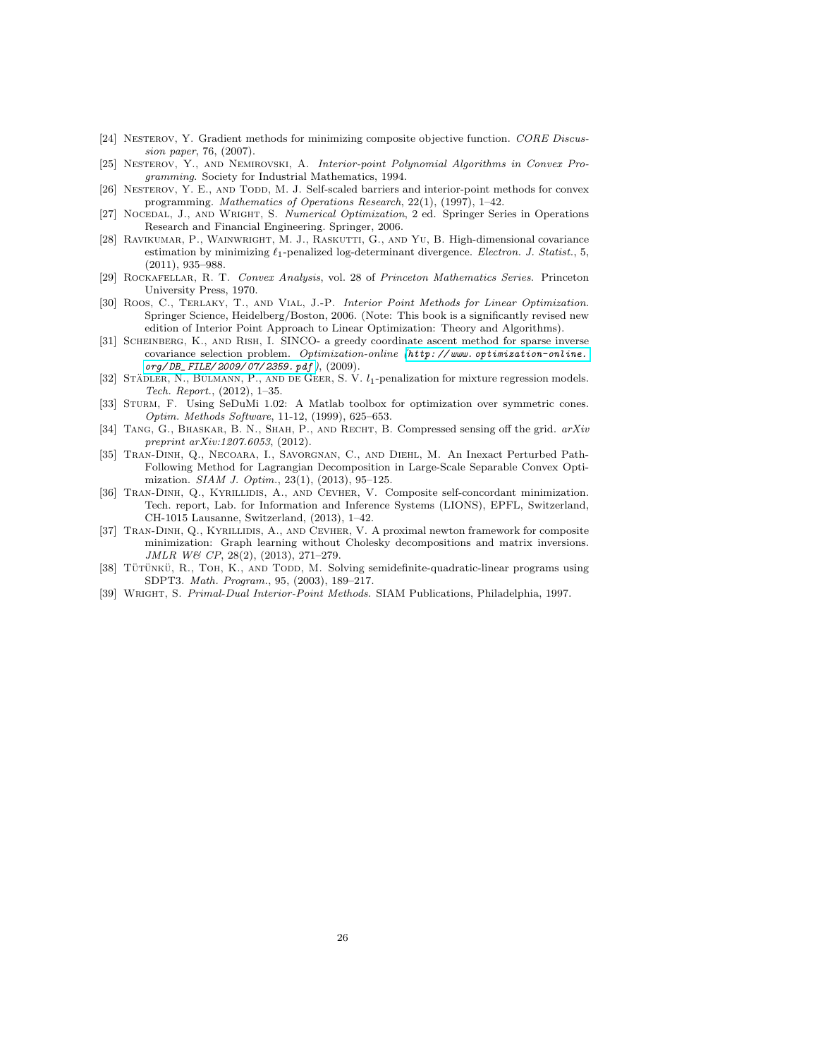[24] Nesterov, Y. Gradient methods for minimizing composite objective function. *CORE Discussion paper*, 76, (2007).

[25] Nesterov, Y., and Nemirovski, A. *Interior-point Polynomial Algorithms in Convex Programming*. Society for Industrial Mathematics, 1994.

[26] Nesterov, Y. E., and Todd, M. J. Self-scaled barriers and interior-point methods for convex programming. *Mathematics of Operations Research*, 22(1), (1997), 1–42.

[27] Nocedal, J., and Wright, S. *Numerical Optimization*, 2 ed. Springer Series in Operations Research and Financial Engineering. Springer, 2006.

[28] Ravikumar, P., Wainwright, M. J., Raskutti, G., and Yu, B. High-dimensional covariance estimation by minimizing $\ell_1$-penalized log-determinant divergence. *Electron. J. Statist.*, 5, (2011), 935–988.

[29] Rockafellar, R. T. *Convex Analysis*, vol. 28 of *Princeton Mathematics Series*. Princeton University Press, 1970.

[30] Roos, C., Terlaky, T., and Vial, J.-P. *Interior Point Methods for Linear Optimization*. Springer Science, Heidelberg/Boston, 2006. (Note: This book is a significantly revised new edition of Interior Point Approach to Linear Optimization: Theory and Algorithms).

[31] Scheinberg, K., and Rish, I. SINCO- a greedy coordinate ascent method for sparse inverse covariance selection problem. *Optimization-online* (*http://www.optimization-online.org/DB_FILE/2009/07/2359.pdf*), (2009).

[32] Städler, N., Bulmann, P., and de Geer, S. V. $l_1$-penalization for mixture regression models. *Tech. Report.*, (2012), 1–35.

[33] Sturm, F. Using SeDuMi 1.02: A Matlab toolbox for optimization over symmetric cones. *Optim. Methods Software*, 11-12, (1999), 625–653.

[34] Tang, G., Bhaskar, B. N., Shah, P., and Recht, B. Compressed sensing off the grid. *arXiv preprint arXiv:1207.6053*, (2012).

[35] Tran-Dinh, Q., Necoara, I., Savorgnan, C., and Diehl, M. An Inexact Perturbed Path-Following Method for Lagrangian Decomposition in Large-Scale Separable Convex Optimization. *SIAM J. Optim.*, 23(1), (2013), 95–125.

[36] Tran-Dinh, Q., Kyrillidis, A., and Cevher, V. Composite self-concordant minimization. Tech. report, Lab. for Information and Inference Systems (LIONS), EPFL, Switzerland, CH-1015 Lausanne, Switzerland, (2013), 1–42.

[37] Tran-Dinh, Q., Kyrillidis, A., and Cevher, V. A proximal newton framework for composite minimization: Graph learning without Cholesky decompositions and matrix inversions. *JMLR W&CP*, 28(2), (2013), 271–279.

[38] Tütünkü, R., Toh, K., and Todd, M. Solving semidefinite-quadratic-linear programs using SDPT3. *Math. Program.*, 95, (2003), 189–217.

[39] Wright, S. *Primal-Dual Interior-Point Methods*. SIAM Publications, Philadelphia, 1997.